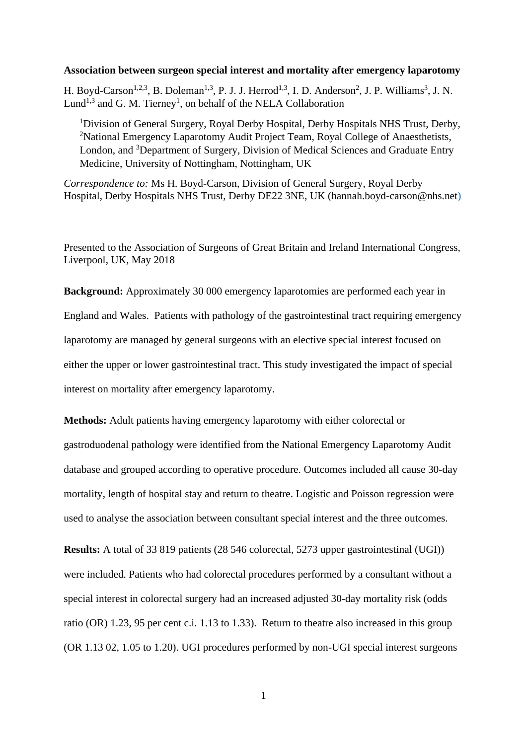**Association between surgeon special interest and mortality after emergency laparotomy**

H. Boyd-Carson[1,2,3], B. Doleman[1,3], P. J. J. Herrod[1,3], I. D. Anderson[2], J. P. Williams[3], J. N. Lund[1,3] and G. M. Tierney[1], on behalf of the NELA Collaboration

[1]Division of General Surgery, Royal Derby Hospital, Derby Hospitals NHS Trust, Derby, [2]National Emergency Laparotomy Audit Project Team, Royal College of Anaesthetists, London, and [3]Department of Surgery, Division of Medical Sciences and Graduate Entry Medicine, University of Nottingham, Nottingham, UK

*Correspondence to:* Ms H. Boyd-Carson, Division of General Surgery, Royal Derby Hospital, Derby Hospitals NHS Trust, Derby DE22 3NE, UK (hannah.boyd-carson@nhs.net)

Presented to the Association of Surgeons of Great Britain and Ireland International Congress, Liverpool, UK, May 2018

**Background:** Approximately 30 000 emergency laparotomies are performed each year in England and Wales. Patients with pathology of the gastrointestinal tract requiring emergency laparotomy are managed by general surgeons with an elective special interest focused on either the upper or lower gastrointestinal tract. This study investigated the impact of special interest on mortality after emergency laparotomy.

**Methods:** Adult patients having emergency laparotomy with either colorectal or gastroduodenal pathology were identified from the National Emergency Laparotomy Audit database and grouped according to operative procedure. Outcomes included all cause 30-day mortality, length of hospital stay and return to theatre. Logistic and Poisson regression were used to analyse the association between consultant special interest and the three outcomes.

**Results:** A total of 33 819 patients (28 546 colorectal, 5273 upper gastrointestinal (UGI)) were included. Patients who had colorectal procedures performed by a consultant without a special interest in colorectal surgery had an increased adjusted 30-day mortality risk (odds ratio (OR) 1.23, 95 per cent c.i. 1.13 to 1.33). Return to theatre also increased in this group (OR 1.13 02, 1.05 to 1.20). UGI procedures performed by non-UGI special interest surgeons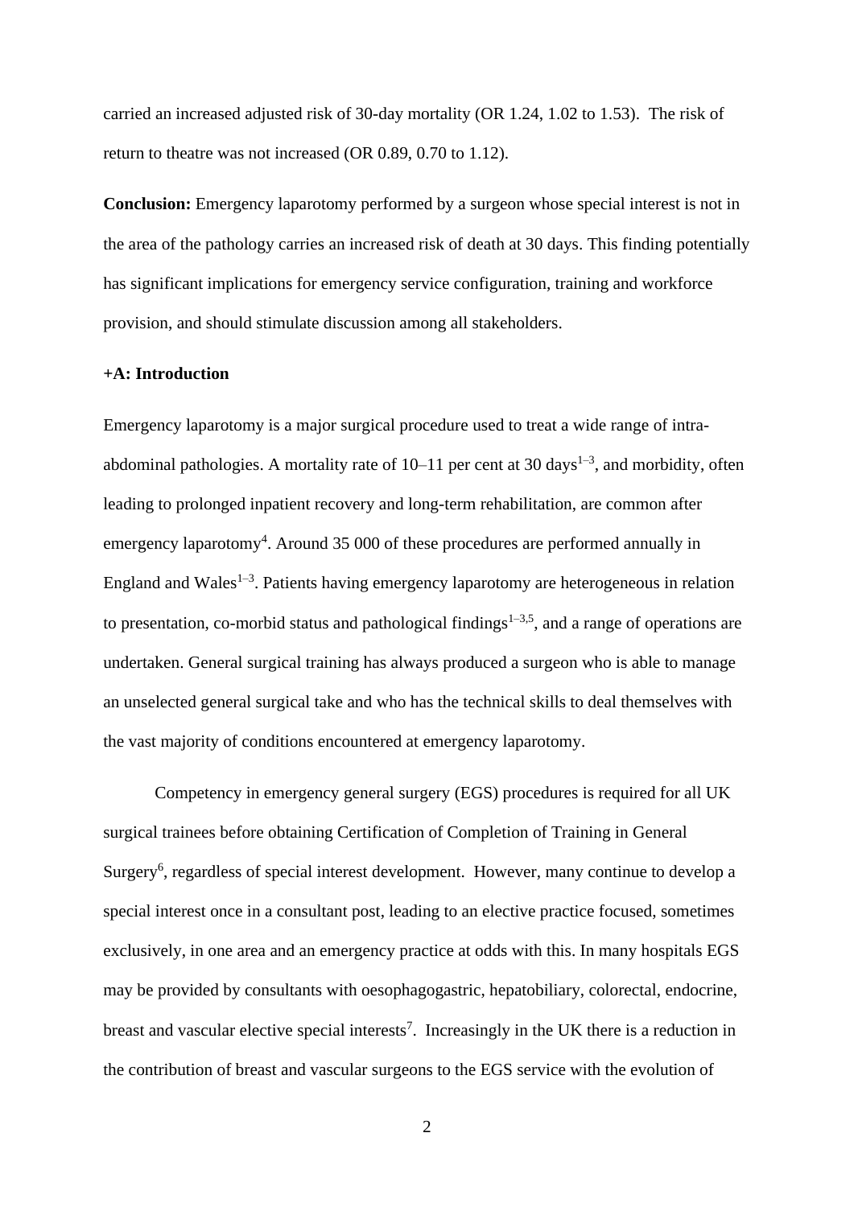carried an increased adjusted risk of 30-day mortality (OR 1.24, 1.02 to 1.53). The risk of return to theatre was not increased (OR 0.89, 0.70 to 1.12).

**Conclusion:** Emergency laparotomy performed by a surgeon whose special interest is not in the area of the pathology carries an increased risk of death at 30 days. This finding potentially has significant implications for emergency service configuration, training and workforce provision, and should stimulate discussion among all stakeholders.

## +A: Introduction

Emergency laparotomy is a major surgical procedure used to treat a wide range of intra-abdominal pathologies. A mortality rate of 10–11 per cent at 30 days[1–3], and morbidity, often leading to prolonged inpatient recovery and long-term rehabilitation, are common after emergency laparotomy[4]. Around 35 000 of these procedures are performed annually in England and Wales[1–3]. Patients having emergency laparotomy are heterogeneous in relation to presentation, co-morbid status and pathological findings[1–3,5], and a range of operations are undertaken. General surgical training has always produced a surgeon who is able to manage an unselected general surgical take and who has the technical skills to deal themselves with the vast majority of conditions encountered at emergency laparotomy.

Competency in emergency general surgery (EGS) procedures is required for all UK surgical trainees before obtaining Certification of Completion of Training in General Surgery[6], regardless of special interest development. However, many continue to develop a special interest once in a consultant post, leading to an elective practice focused, sometimes exclusively, in one area and an emergency practice at odds with this. In many hospitals EGS may be provided by consultants with oesophagogastric, hepatobiliary, colorectal, endocrine, breast and vascular elective special interests[7]. Increasingly in the UK there is a reduction in the contribution of breast and vascular surgeons to the EGS service with the evolution of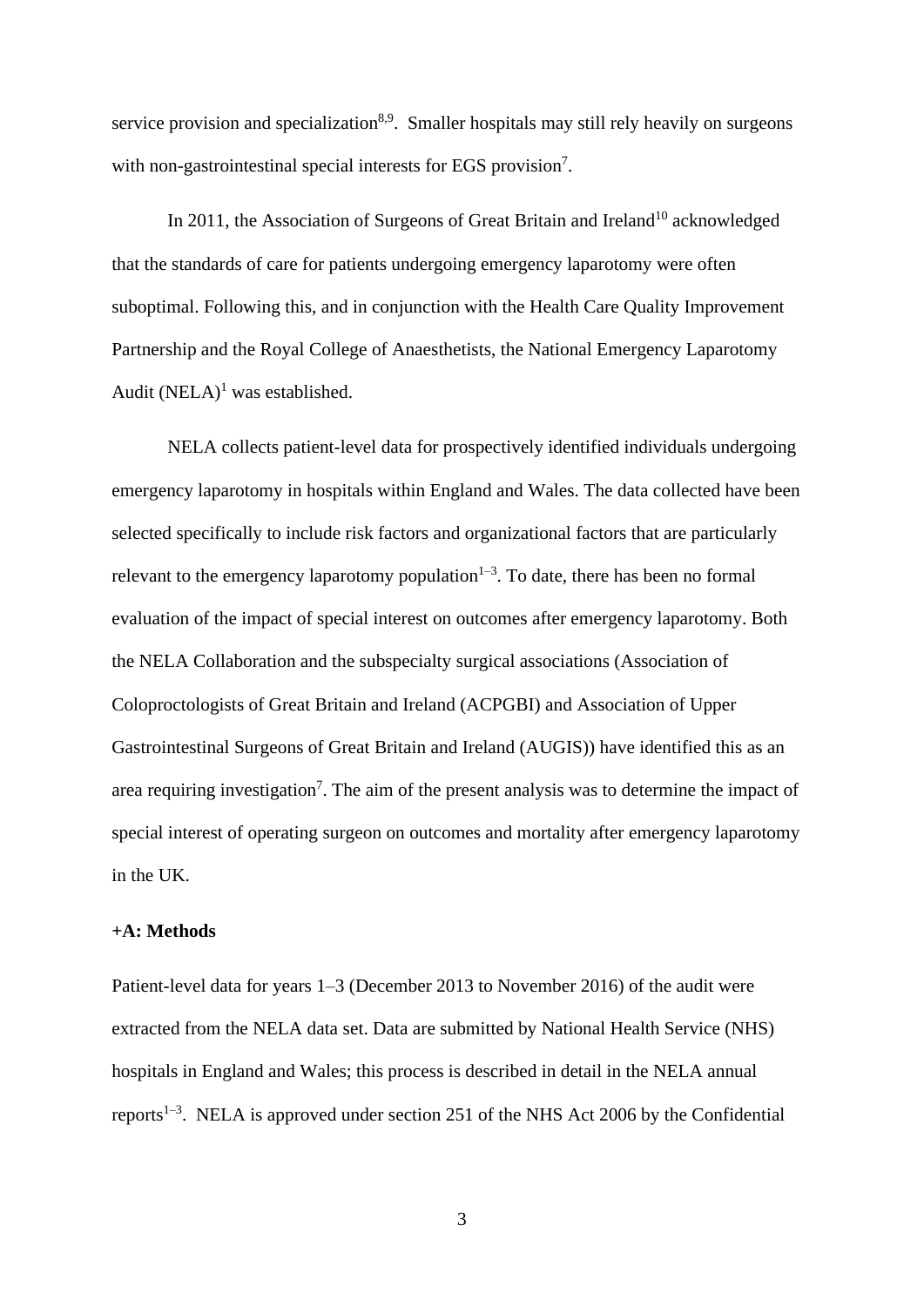service provision and specialization[8,9]. Smaller hospitals may still rely heavily on surgeons with non-gastrointestinal special interests for EGS provision[7].

In 2011, the Association of Surgeons of Great Britain and Ireland[10] acknowledged that the standards of care for patients undergoing emergency laparotomy were often suboptimal. Following this, and in conjunction with the Health Care Quality Improvement Partnership and the Royal College of Anaesthetists, the National Emergency Laparotomy Audit (NELA)[1] was established.

NELA collects patient-level data for prospectively identified individuals undergoing emergency laparotomy in hospitals within England and Wales. The data collected have been selected specifically to include risk factors and organizational factors that are particularly relevant to the emergency laparotomy population[1–3]. To date, there has been no formal evaluation of the impact of special interest on outcomes after emergency laparotomy. Both the NELA Collaboration and the subspecialty surgical associations (Association of Coloproctologists of Great Britain and Ireland (ACPGBI) and Association of Upper Gastrointestinal Surgeons of Great Britain and Ireland (AUGIS)) have identified this as an area requiring investigation[7]. The aim of the present analysis was to determine the impact of special interest of operating surgeon on outcomes and mortality after emergency laparotomy in the UK.

**+A: Methods**

Patient-level data for years 1–3 (December 2013 to November 2016) of the audit were extracted from the NELA data set. Data are submitted by National Health Service (NHS) hospitals in England and Wales; this process is described in detail in the NELA annual reports[1–3]. NELA is approved under section 251 of the NHS Act 2006 by the Confidential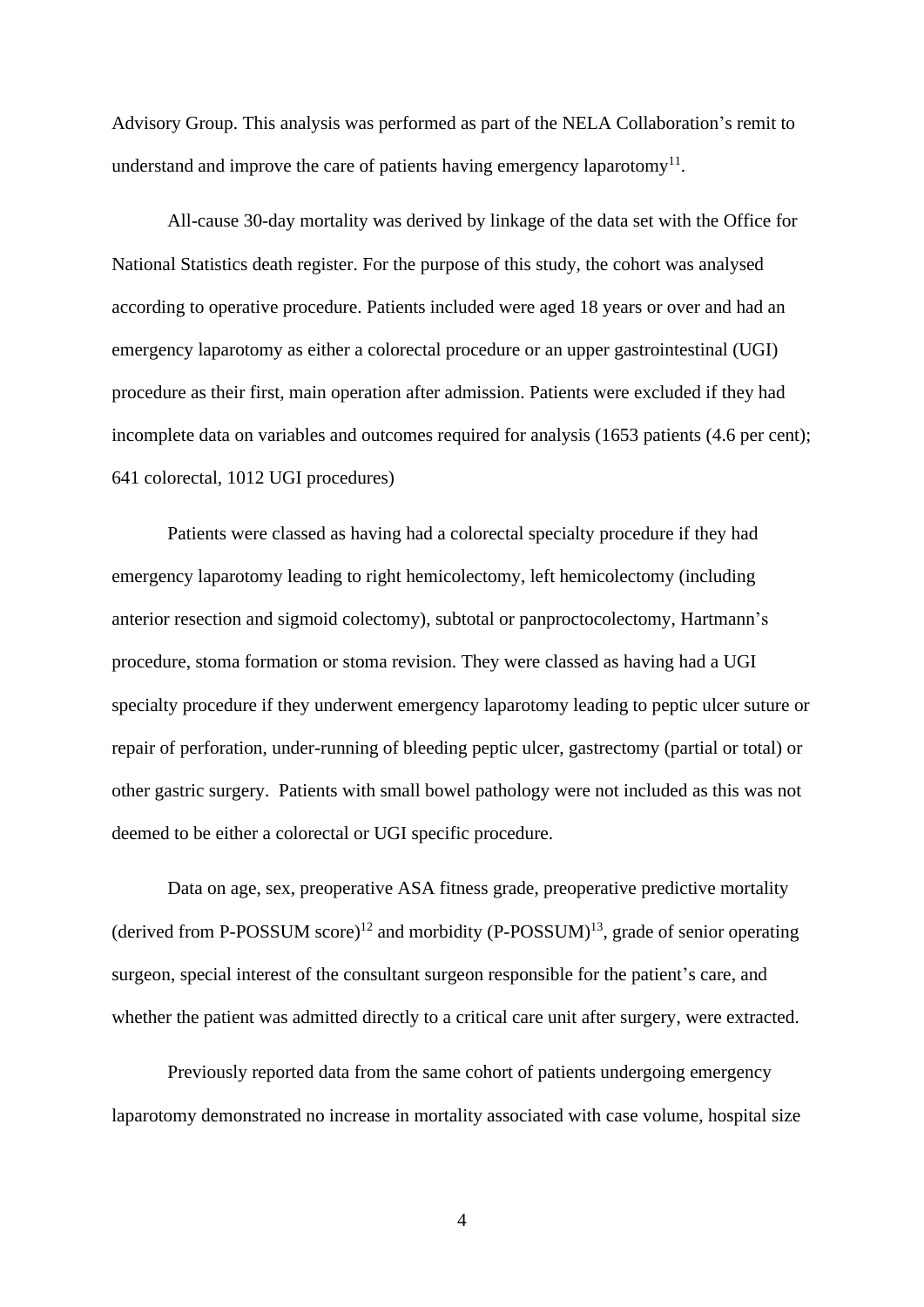Advisory Group. This analysis was performed as part of the NELA Collaboration's remit to understand and improve the care of patients having emergency laparotomy[11].

All-cause 30-day mortality was derived by linkage of the data set with the Office for National Statistics death register. For the purpose of this study, the cohort was analysed according to operative procedure. Patients included were aged 18 years or over and had an emergency laparotomy as either a colorectal procedure or an upper gastrointestinal (UGI) procedure as their first, main operation after admission. Patients were excluded if they had incomplete data on variables and outcomes required for analysis (1653 patients (4.6 per cent); 641 colorectal, 1012 UGI procedures)

Patients were classed as having had a colorectal specialty procedure if they had emergency laparotomy leading to right hemicolectomy, left hemicolectomy (including anterior resection and sigmoid colectomy), subtotal or panproctocolectomy, Hartmann's procedure, stoma formation or stoma revision. They were classed as having had a UGI specialty procedure if they underwent emergency laparotomy leading to peptic ulcer suture or repair of perforation, under-running of bleeding peptic ulcer, gastrectomy (partial or total) or other gastric surgery. Patients with small bowel pathology were not included as this was not deemed to be either a colorectal or UGI specific procedure.

Data on age, sex, preoperative ASA fitness grade, preoperative predictive mortality (derived from P-POSSUM score)[12] and morbidity (P-POSSUM)[13], grade of senior operating surgeon, special interest of the consultant surgeon responsible for the patient's care, and whether the patient was admitted directly to a critical care unit after surgery, were extracted.

Previously reported data from the same cohort of patients undergoing emergency laparotomy demonstrated no increase in mortality associated with case volume, hospital size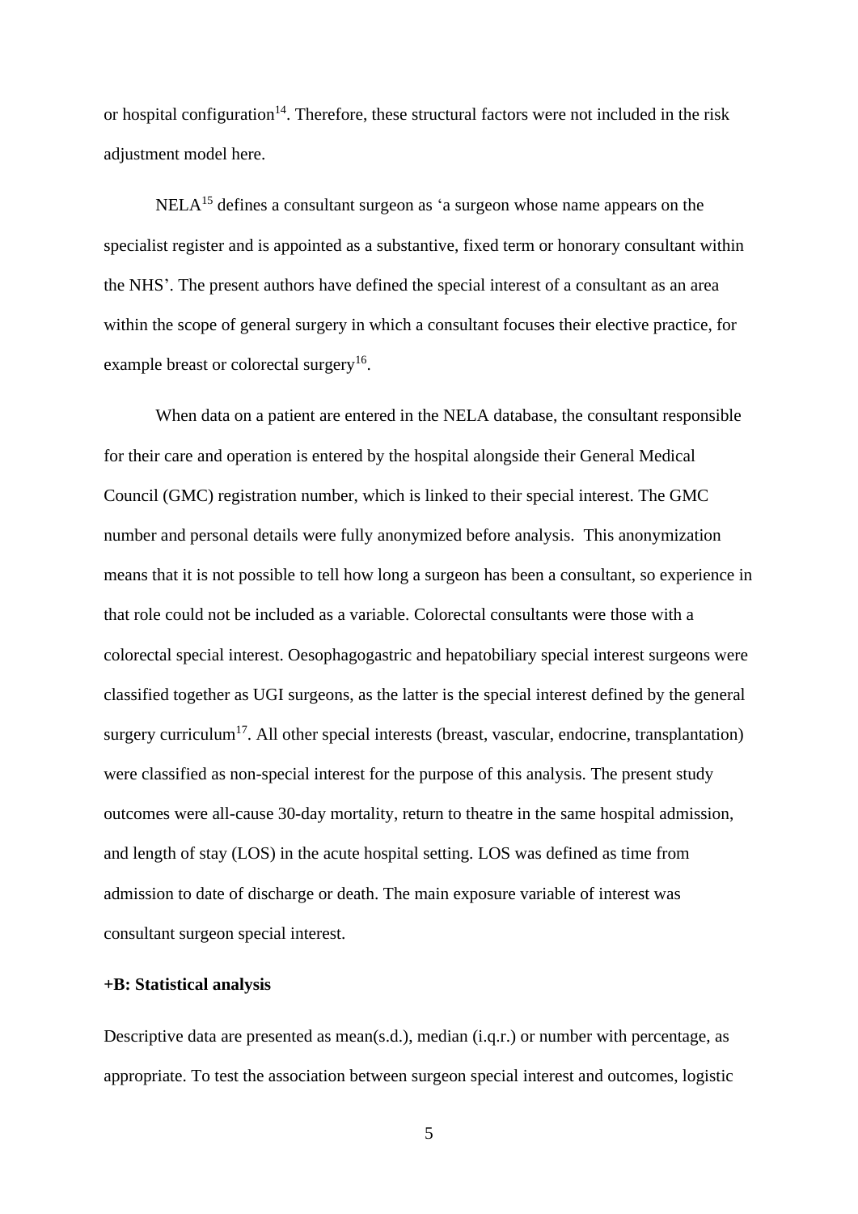or hospital configuration[14]. Therefore, these structural factors were not included in the risk adjustment model here.

NELA[15] defines a consultant surgeon as 'a surgeon whose name appears on the specialist register and is appointed as a substantive, fixed term or honorary consultant within the NHS'. The present authors have defined the special interest of a consultant as an area within the scope of general surgery in which a consultant focuses their elective practice, for example breast or colorectal surgery[16].

When data on a patient are entered in the NELA database, the consultant responsible for their care and operation is entered by the hospital alongside their General Medical Council (GMC) registration number, which is linked to their special interest. The GMC number and personal details were fully anonymized before analysis. This anonymization means that it is not possible to tell how long a surgeon has been a consultant, so experience in that role could not be included as a variable. Colorectal consultants were those with a colorectal special interest. Oesophagogastric and hepatobiliary special interest surgeons were classified together as UGI surgeons, as the latter is the special interest defined by the general surgery curriculum[17]. All other special interests (breast, vascular, endocrine, transplantation) were classified as non-special interest for the purpose of this analysis. The present study outcomes were all-cause 30-day mortality, return to theatre in the same hospital admission, and length of stay (LOS) in the acute hospital setting. LOS was defined as time from admission to date of discharge or death. The main exposure variable of interest was consultant surgeon special interest.

**+B: Statistical analysis**

Descriptive data are presented as mean(s.d.), median (i.q.r.) or number with percentage, as appropriate. To test the association between surgeon special interest and outcomes, logistic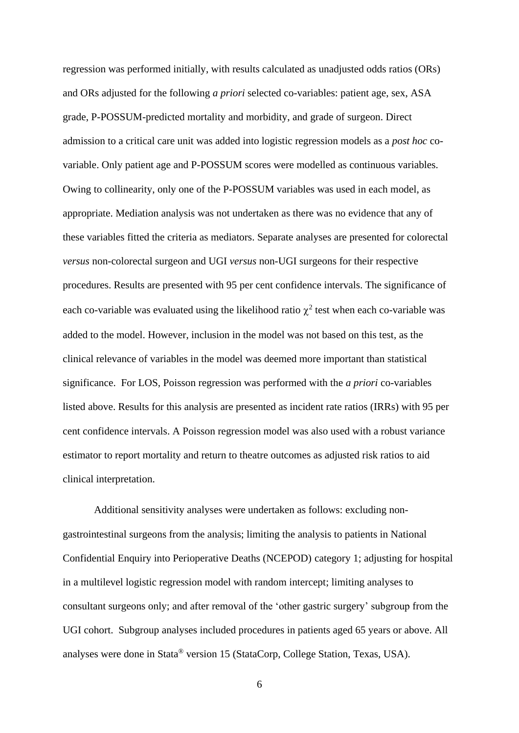regression was performed initially, with results calculated as unadjusted odds ratios (ORs) and ORs adjusted for the following *a priori* selected co-variables: patient age, sex, ASA grade, P-POSSUM-predicted mortality and morbidity, and grade of surgeon. Direct admission to a critical care unit was added into logistic regression models as a *post hoc* co-variable. Only patient age and P-POSSUM scores were modelled as continuous variables. Owing to collinearity, only one of the P-POSSUM variables was used in each model, as appropriate. Mediation analysis was not undertaken as there was no evidence that any of these variables fitted the criteria as mediators. Separate analyses are presented for colorectal *versus* non-colorectal surgeon and UGI *versus* non-UGI surgeons for their respective procedures. Results are presented with 95 per cent confidence intervals. The significance of each co-variable was evaluated using the likelihood ratio $\chi^2$ test when each co-variable was added to the model. However, inclusion in the model was not based on this test, as the clinical relevance of variables in the model was deemed more important than statistical significance. For LOS, Poisson regression was performed with the *a priori* co-variables listed above. Results for this analysis are presented as incident rate ratios (IRRs) with 95 per cent confidence intervals. A Poisson regression model was also used with a robust variance estimator to report mortality and return to theatre outcomes as adjusted risk ratios to aid clinical interpretation.

Additional sensitivity analyses were undertaken as follows: excluding non-gastrointestinal surgeons from the analysis; limiting the analysis to patients in National Confidential Enquiry into Perioperative Deaths (NCEPOD) category 1; adjusting for hospital in a multilevel logistic regression model with random intercept; limiting analyses to consultant surgeons only; and after removal of the 'other gastric surgery' subgroup from the UGI cohort. Subgroup analyses included procedures in patients aged 65 years or above. All analyses were done in Stata® version 15 (StataCorp, College Station, Texas, USA).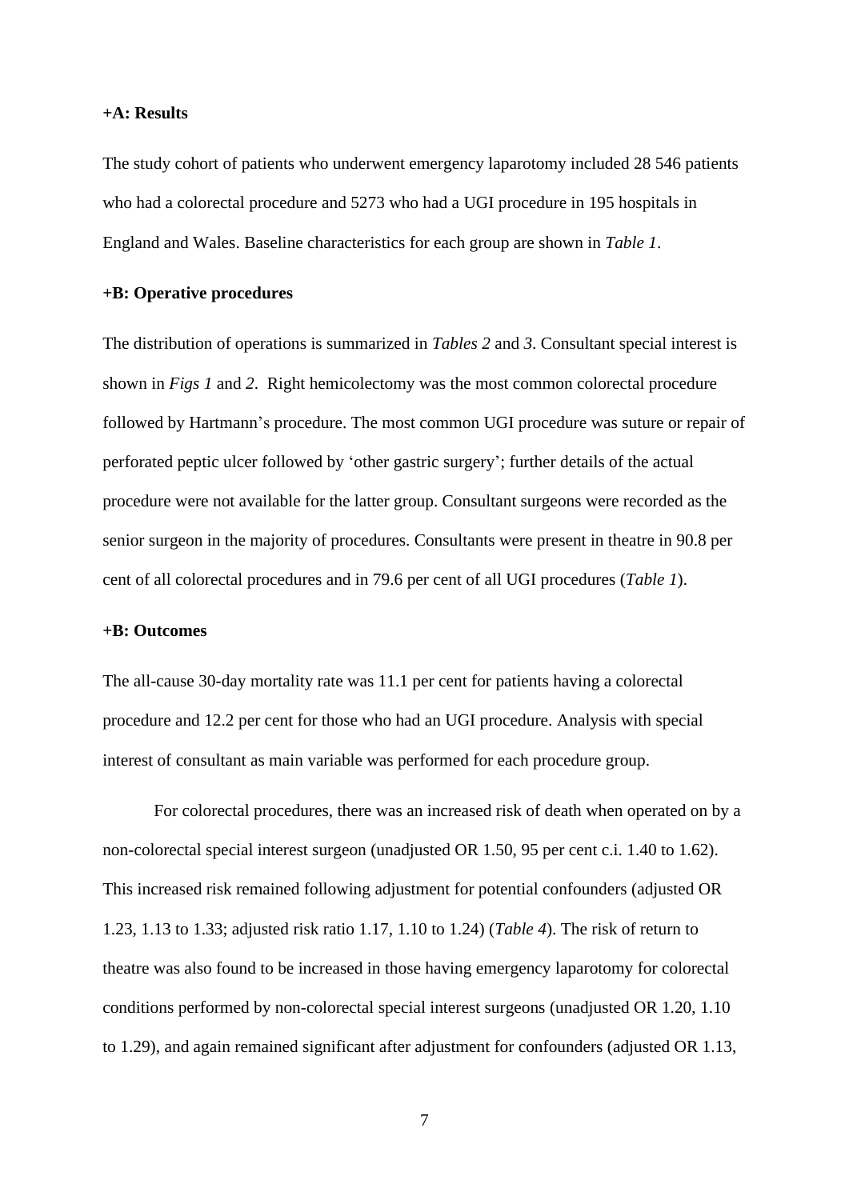**+A: Results**

The study cohort of patients who underwent emergency laparotomy included 28 546 patients who had a colorectal procedure and 5273 who had a UGI procedure in 195 hospitals in England and Wales. Baseline characteristics for each group are shown in *Table 1*.

**+B: Operative procedures**

The distribution of operations is summarized in *Tables 2* and *3*. Consultant special interest is shown in *Figs 1* and *2*. Right hemicolectomy was the most common colorectal procedure followed by Hartmann's procedure. The most common UGI procedure was suture or repair of perforated peptic ulcer followed by 'other gastric surgery'; further details of the actual procedure were not available for the latter group. Consultant surgeons were recorded as the senior surgeon in the majority of procedures. Consultants were present in theatre in 90.8 per cent of all colorectal procedures and in 79.6 per cent of all UGI procedures (*Table 1*).

**+B: Outcomes**

The all-cause 30-day mortality rate was 11.1 per cent for patients having a colorectal procedure and 12.2 per cent for those who had an UGI procedure. Analysis with special interest of consultant as main variable was performed for each procedure group.

For colorectal procedures, there was an increased risk of death when operated on by a non-colorectal special interest surgeon (unadjusted OR 1.50, 95 per cent c.i. 1.40 to 1.62). This increased risk remained following adjustment for potential confounders (adjusted OR 1.23, 1.13 to 1.33; adjusted risk ratio 1.17, 1.10 to 1.24) (*Table 4*). The risk of return to theatre was also found to be increased in those having emergency laparotomy for colorectal conditions performed by non-colorectal special interest surgeons (unadjusted OR 1.20, 1.10 to 1.29), and again remained significant after adjustment for confounders (adjusted OR 1.13,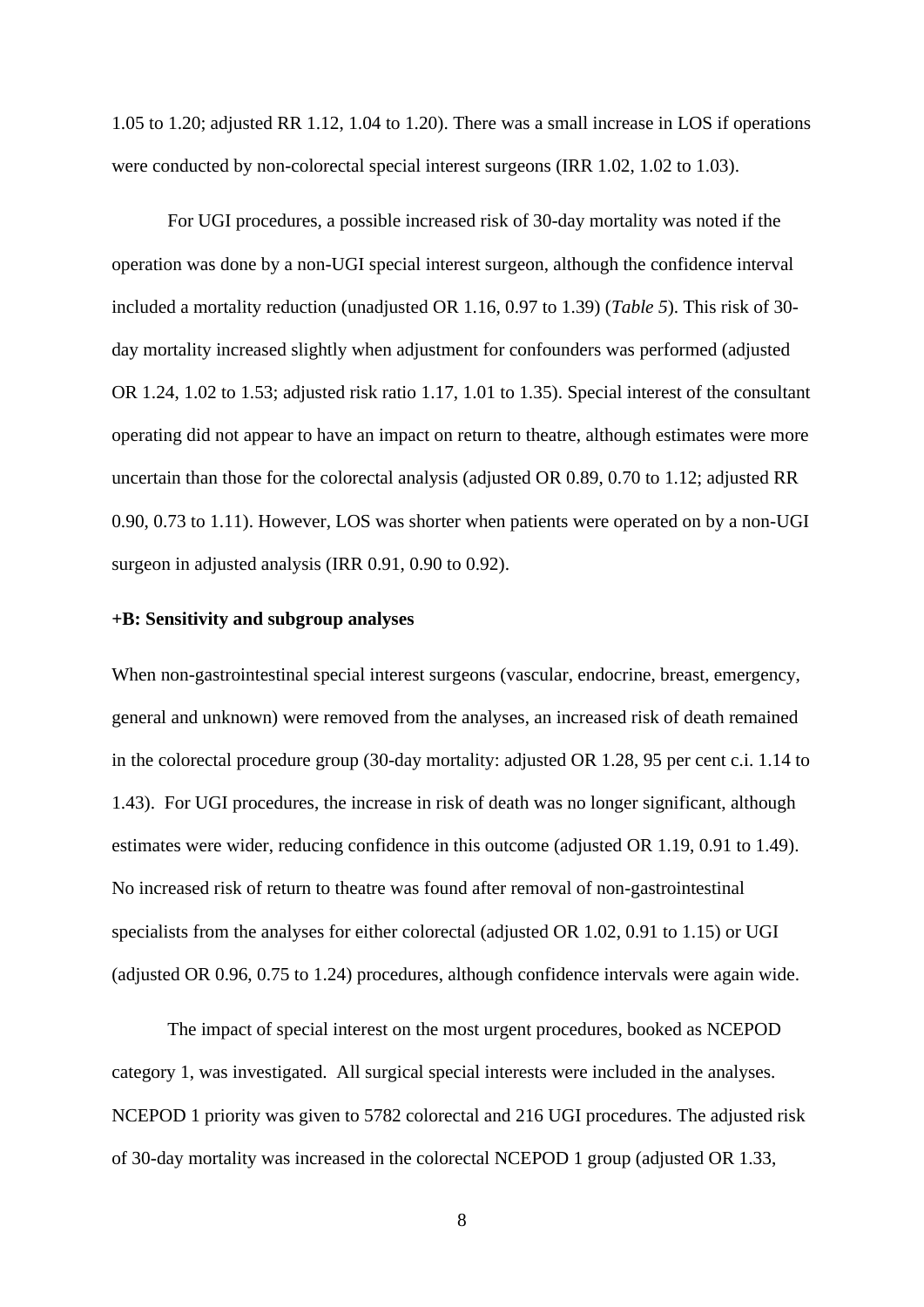1.05 to 1.20; adjusted RR 1.12, 1.04 to 1.20). There was a small increase in LOS if operations were conducted by non-colorectal special interest surgeons (IRR 1.02, 1.02 to 1.03).

For UGI procedures, a possible increased risk of 30-day mortality was noted if the operation was done by a non-UGI special interest surgeon, although the confidence interval included a mortality reduction (unadjusted OR 1.16, 0.97 to 1.39) (*Table 5*). This risk of 30-day mortality increased slightly when adjustment for confounders was performed (adjusted OR 1.24, 1.02 to 1.53; adjusted risk ratio 1.17, 1.01 to 1.35). Special interest of the consultant operating did not appear to have an impact on return to theatre, although estimates were more uncertain than those for the colorectal analysis (adjusted OR 0.89, 0.70 to 1.12; adjusted RR 0.90, 0.73 to 1.11). However, LOS was shorter when patients were operated on by a non-UGI surgeon in adjusted analysis (IRR 0.91, 0.90 to 0.92).

**+B: Sensitivity and subgroup analyses**

When non-gastrointestinal special interest surgeons (vascular, endocrine, breast, emergency, general and unknown) were removed from the analyses, an increased risk of death remained in the colorectal procedure group (30-day mortality: adjusted OR 1.28, 95 per cent c.i. 1.14 to 1.43). For UGI procedures, the increase in risk of death was no longer significant, although estimates were wider, reducing confidence in this outcome (adjusted OR 1.19, 0.91 to 1.49). No increased risk of return to theatre was found after removal of non-gastrointestinal specialists from the analyses for either colorectal (adjusted OR 1.02, 0.91 to 1.15) or UGI (adjusted OR 0.96, 0.75 to 1.24) procedures, although confidence intervals were again wide.

The impact of special interest on the most urgent procedures, booked as NCEPOD category 1, was investigated. All surgical special interests were included in the analyses. NCEPOD 1 priority was given to 5782 colorectal and 216 UGI procedures. The adjusted risk of 30-day mortality was increased in the colorectal NCEPOD 1 group (adjusted OR 1.33,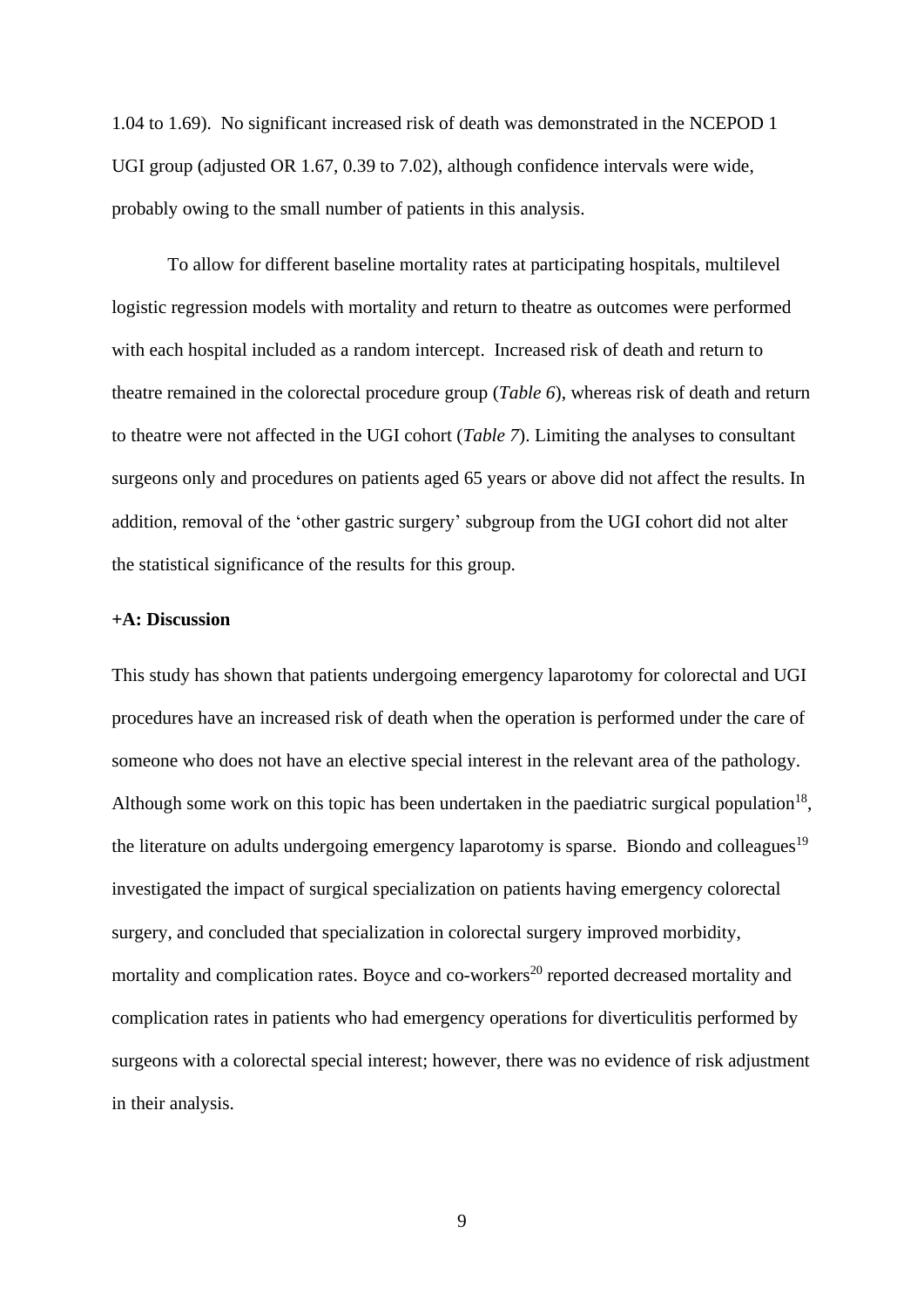1.04 to 1.69). No significant increased risk of death was demonstrated in the NCEPOD 1 UGI group (adjusted OR 1.67, 0.39 to 7.02), although confidence intervals were wide, probably owing to the small number of patients in this analysis.

To allow for different baseline mortality rates at participating hospitals, multilevel logistic regression models with mortality and return to theatre as outcomes were performed with each hospital included as a random intercept. Increased risk of death and return to theatre remained in the colorectal procedure group (*Table 6*), whereas risk of death and return to theatre were not affected in the UGI cohort (*Table 7*). Limiting the analyses to consultant surgeons only and procedures on patients aged 65 years or above did not affect the results. In addition, removal of the 'other gastric surgery' subgroup from the UGI cohort did not alter the statistical significance of the results for this group.

## +A: Discussion

This study has shown that patients undergoing emergency laparotomy for colorectal and UGI procedures have an increased risk of death when the operation is performed under the care of someone who does not have an elective special interest in the relevant area of the pathology. Although some work on this topic has been undertaken in the paediatric surgical population[18], the literature on adults undergoing emergency laparotomy is sparse. Biondo and colleagues[19] investigated the impact of surgical specialization on patients having emergency colorectal surgery, and concluded that specialization in colorectal surgery improved morbidity, mortality and complication rates. Boyce and co-workers[20] reported decreased mortality and complication rates in patients who had emergency operations for diverticulitis performed by surgeons with a colorectal special interest; however, there was no evidence of risk adjustment in their analysis.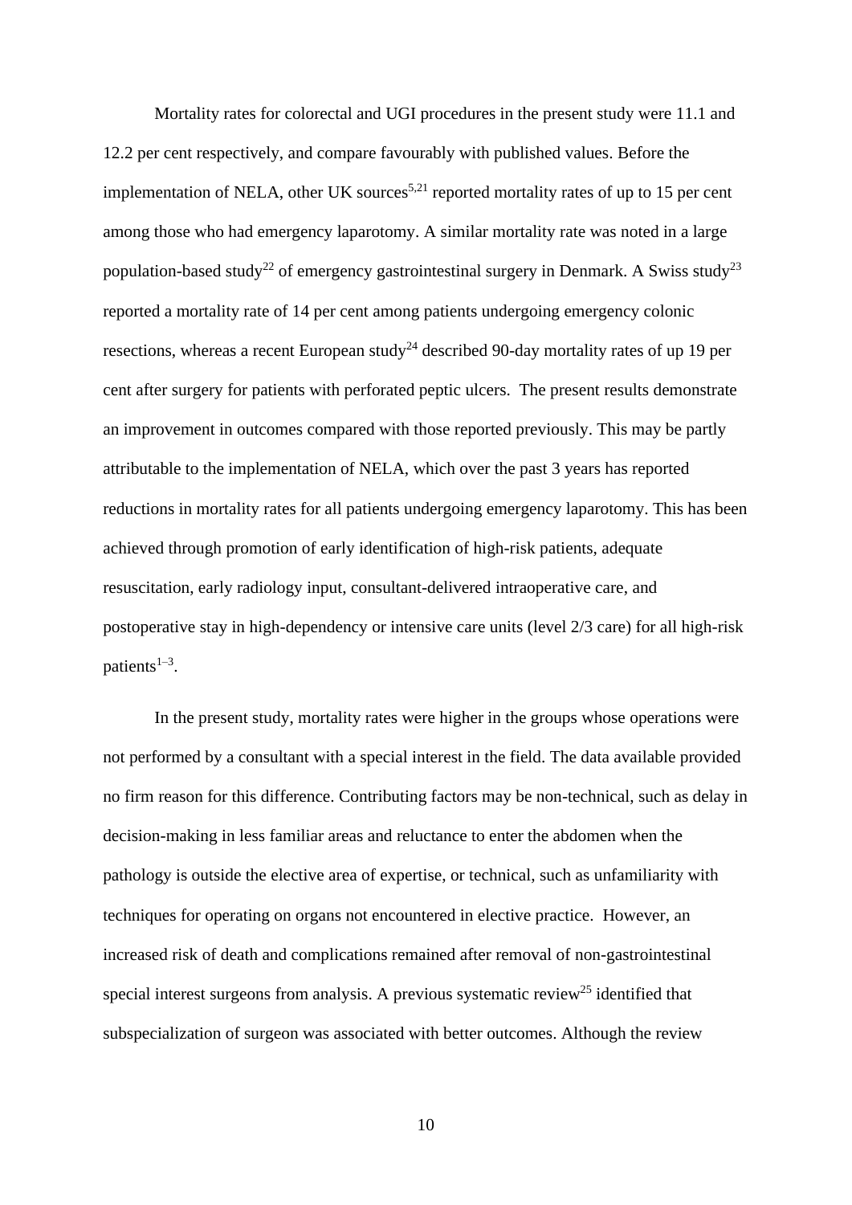Mortality rates for colorectal and UGI procedures in the present study were 11.1 and 12.2 per cent respectively, and compare favourably with published values. Before the implementation of NELA, other UK sources[5,21] reported mortality rates of up to 15 per cent among those who had emergency laparotomy. A similar mortality rate was noted in a large population-based study[22] of emergency gastrointestinal surgery in Denmark. A Swiss study[23] reported a mortality rate of 14 per cent among patients undergoing emergency colonic resections, whereas a recent European study[24] described 90-day mortality rates of up 19 per cent after surgery for patients with perforated peptic ulcers.  The present results demonstrate an improvement in outcomes compared with those reported previously. This may be partly attributable to the implementation of NELA, which over the past 3 years has reported reductions in mortality rates for all patients undergoing emergency laparotomy. This has been achieved through promotion of early identification of high-risk patients, adequate resuscitation, early radiology input, consultant-delivered intraoperative care, and postoperative stay in high-dependency or intensive care units (level 2/3 care) for all high-risk patients[1–3].

In the present study, mortality rates were higher in the groups whose operations were not performed by a consultant with a special interest in the field. The data available provided no firm reason for this difference. Contributing factors may be non-technical, such as delay in decision-making in less familiar areas and reluctance to enter the abdomen when the pathology is outside the elective area of expertise, or technical, such as unfamiliarity with techniques for operating on organs not encountered in elective practice.  However, an increased risk of death and complications remained after removal of non-gastrointestinal special interest surgeons from analysis. A previous systematic review[25] identified that subspecialization of surgeon was associated with better outcomes. Although the review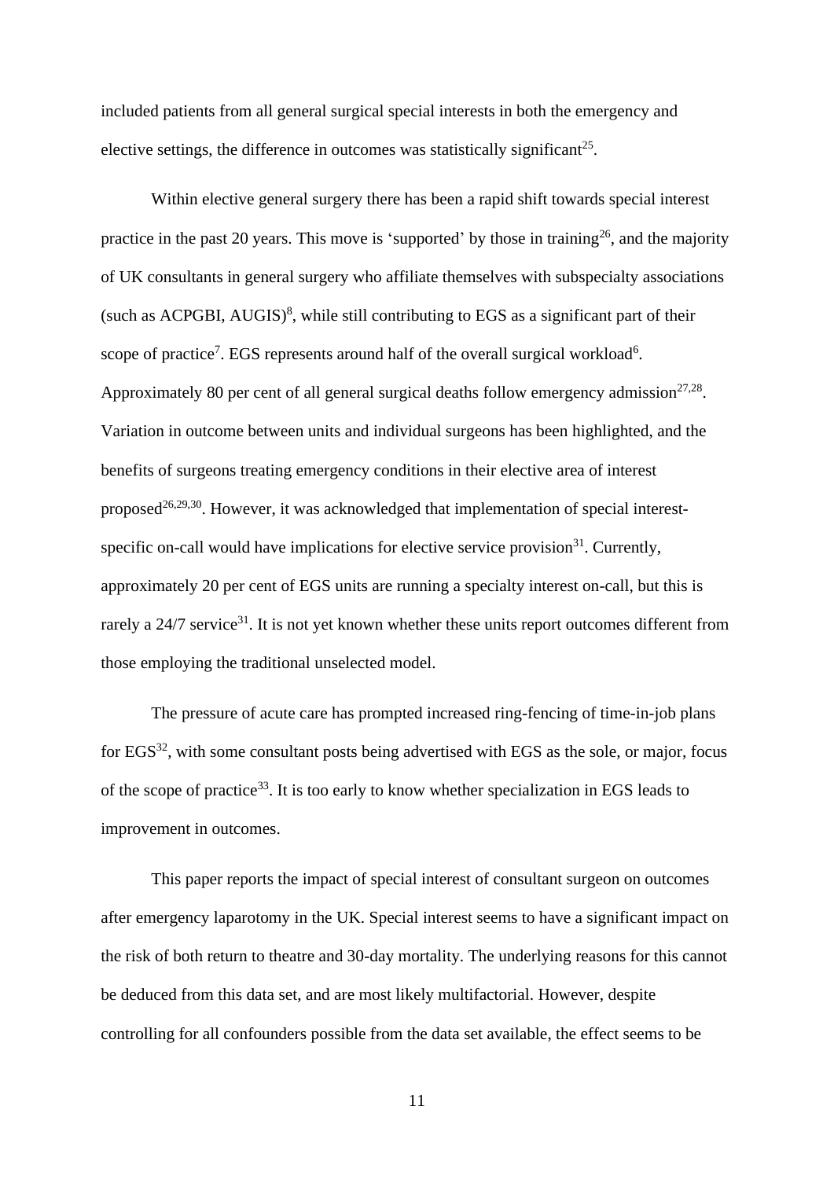included patients from all general surgical special interests in both the emergency and elective settings, the difference in outcomes was statistically significant[25].

Within elective general surgery there has been a rapid shift towards special interest practice in the past 20 years. This move is 'supported' by those in training[26], and the majority of UK consultants in general surgery who affiliate themselves with subspecialty associations (such as ACPGBI, AUGIS)[8], while still contributing to EGS as a significant part of their scope of practice[7]. EGS represents around half of the overall surgical workload[6]. Approximately 80 per cent of all general surgical deaths follow emergency admission[27,28]. Variation in outcome between units and individual surgeons has been highlighted, and the benefits of surgeons treating emergency conditions in their elective area of interest proposed[26,29,30]. However, it was acknowledged that implementation of special interest-specific on-call would have implications for elective service provision[31]. Currently, approximately 20 per cent of EGS units are running a specialty interest on-call, but this is rarely a 24/7 service[31]. It is not yet known whether these units report outcomes different from those employing the traditional unselected model.

The pressure of acute care has prompted increased ring-fencing of time-in-job plans for EGS[32], with some consultant posts being advertised with EGS as the sole, or major, focus of the scope of practice[33]. It is too early to know whether specialization in EGS leads to improvement in outcomes.

This paper reports the impact of special interest of consultant surgeon on outcomes after emergency laparotomy in the UK. Special interest seems to have a significant impact on the risk of both return to theatre and 30-day mortality. The underlying reasons for this cannot be deduced from this data set, and are most likely multifactorial. However, despite controlling for all confounders possible from the data set available, the effect seems to be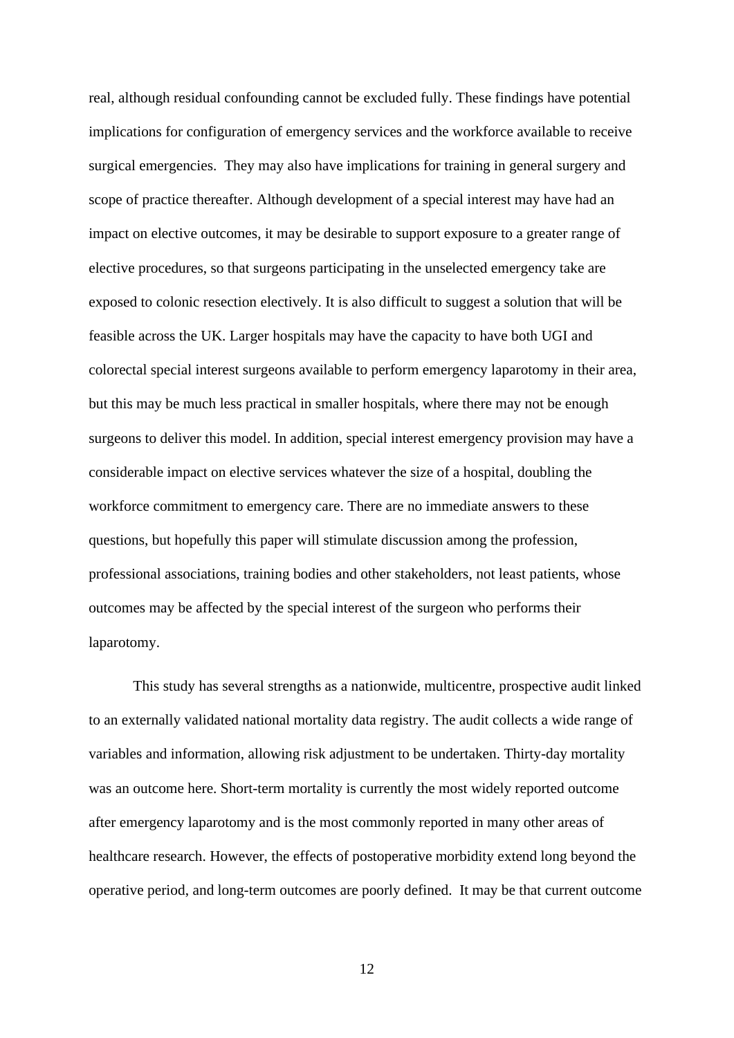real, although residual confounding cannot be excluded fully. These findings have potential implications for configuration of emergency services and the workforce available to receive surgical emergencies. They may also have implications for training in general surgery and scope of practice thereafter. Although development of a special interest may have had an impact on elective outcomes, it may be desirable to support exposure to a greater range of elective procedures, so that surgeons participating in the unselected emergency take are exposed to colonic resection electively. It is also difficult to suggest a solution that will be feasible across the UK. Larger hospitals may have the capacity to have both UGI and colorectal special interest surgeons available to perform emergency laparotomy in their area, but this may be much less practical in smaller hospitals, where there may not be enough surgeons to deliver this model. In addition, special interest emergency provision may have a considerable impact on elective services whatever the size of a hospital, doubling the workforce commitment to emergency care. There are no immediate answers to these questions, but hopefully this paper will stimulate discussion among the profession, professional associations, training bodies and other stakeholders, not least patients, whose outcomes may be affected by the special interest of the surgeon who performs their laparotomy.

This study has several strengths as a nationwide, multicentre, prospective audit linked to an externally validated national mortality data registry. The audit collects a wide range of variables and information, allowing risk adjustment to be undertaken. Thirty-day mortality was an outcome here. Short-term mortality is currently the most widely reported outcome after emergency laparotomy and is the most commonly reported in many other areas of healthcare research. However, the effects of postoperative morbidity extend long beyond the operative period, and long-term outcomes are poorly defined. It may be that current outcome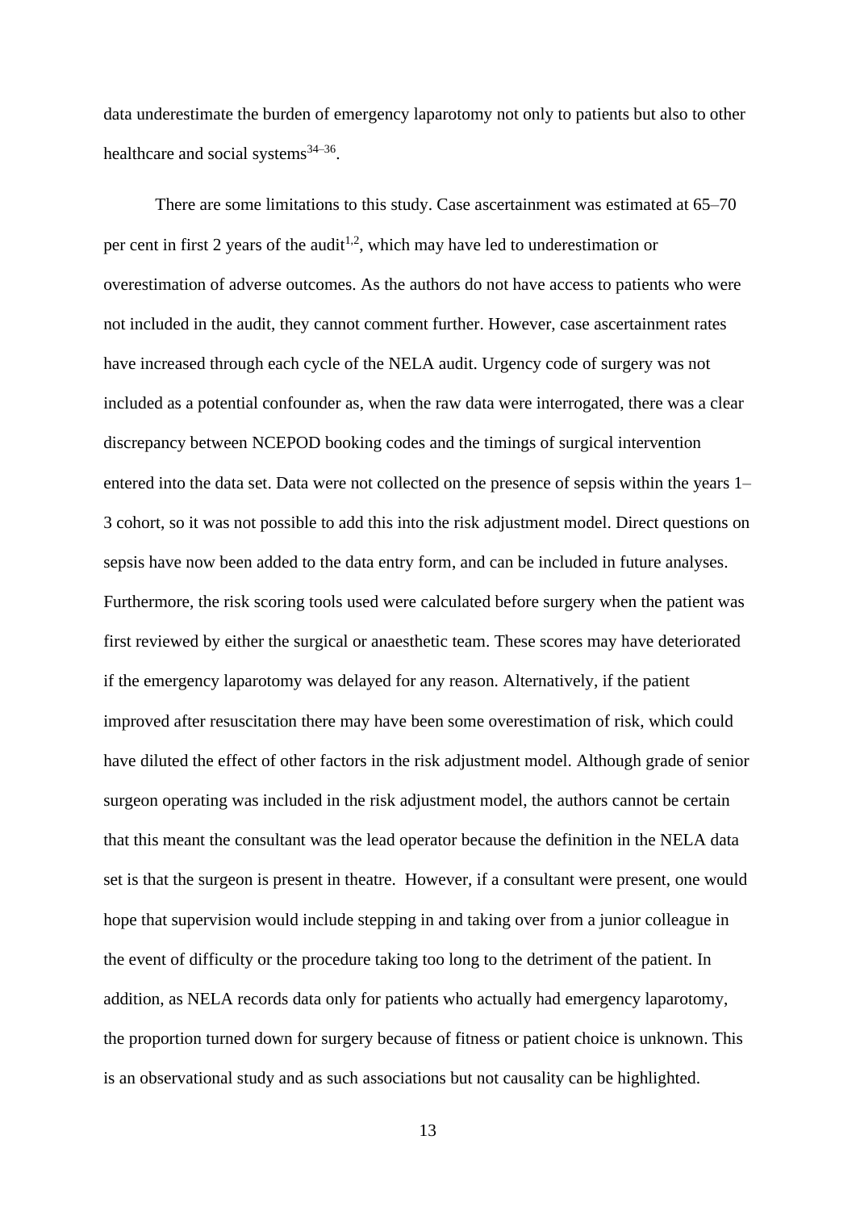data underestimate the burden of emergency laparotomy not only to patients but also to other healthcare and social systems[34–36].

There are some limitations to this study. Case ascertainment was estimated at 65–70 per cent in first 2 years of the audit[1,2], which may have led to underestimation or overestimation of adverse outcomes. As the authors do not have access to patients who were not included in the audit, they cannot comment further. However, case ascertainment rates have increased through each cycle of the NELA audit. Urgency code of surgery was not included as a potential confounder as, when the raw data were interrogated, there was a clear discrepancy between NCEPOD booking codes and the timings of surgical intervention entered into the data set. Data were not collected on the presence of sepsis within the years 1–3 cohort, so it was not possible to add this into the risk adjustment model. Direct questions on sepsis have now been added to the data entry form, and can be included in future analyses. Furthermore, the risk scoring tools used were calculated before surgery when the patient was first reviewed by either the surgical or anaesthetic team. These scores may have deteriorated if the emergency laparotomy was delayed for any reason. Alternatively, if the patient improved after resuscitation there may have been some overestimation of risk, which could have diluted the effect of other factors in the risk adjustment model. Although grade of senior surgeon operating was included in the risk adjustment model, the authors cannot be certain that this meant the consultant was the lead operator because the definition in the NELA data set is that the surgeon is present in theatre. However, if a consultant were present, one would hope that supervision would include stepping in and taking over from a junior colleague in the event of difficulty or the procedure taking too long to the detriment of the patient. In addition, as NELA records data only for patients who actually had emergency laparotomy, the proportion turned down for surgery because of fitness or patient choice is unknown. This is an observational study and as such associations but not causality can be highlighted.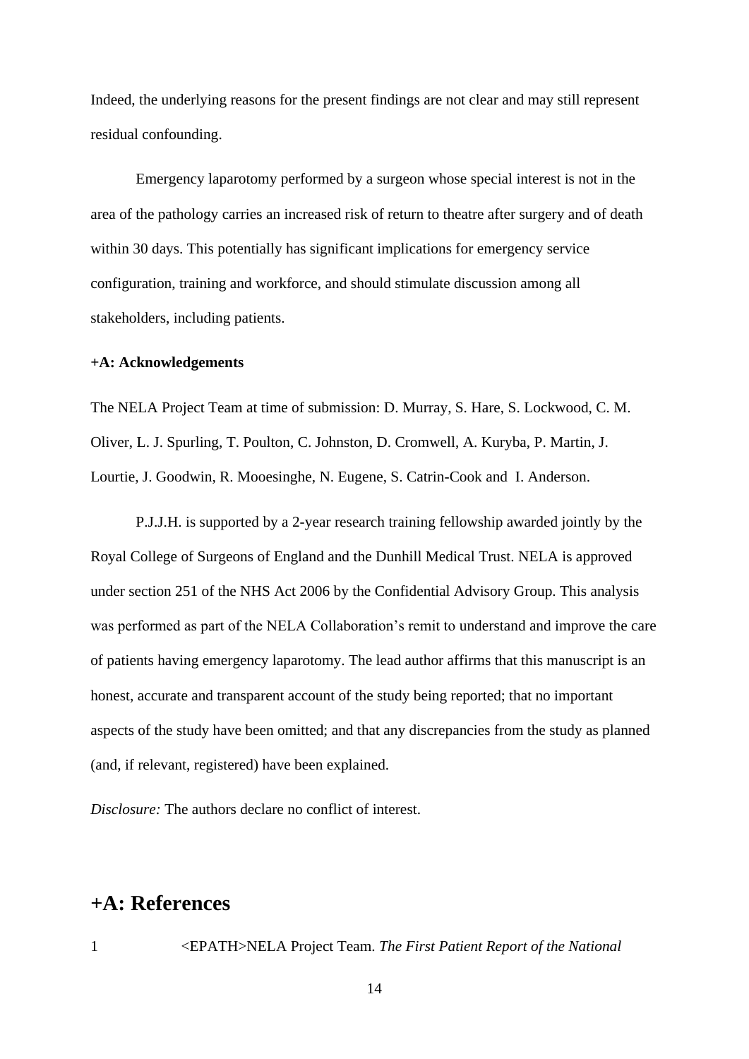Indeed, the underlying reasons for the present findings are not clear and may still represent residual confounding.

Emergency laparotomy performed by a surgeon whose special interest is not in the area of the pathology carries an increased risk of return to theatre after surgery and of death within 30 days. This potentially has significant implications for emergency service configuration, training and workforce, and should stimulate discussion among all stakeholders, including patients.

**+A: Acknowledgements**

The NELA Project Team at time of submission: D. Murray, S. Hare, S. Lockwood, C. M. Oliver, L. J. Spurling, T. Poulton, C. Johnston, D. Cromwell, A. Kuryba, P. Martin, J. Lourtie, J. Goodwin, R. Mooesinghe, N. Eugene, S. Catrin-Cook and I. Anderson.

P.J.J.H. is supported by a 2-year research training fellowship awarded jointly by the Royal College of Surgeons of England and the Dunhill Medical Trust. NELA is approved under section 251 of the NHS Act 2006 by the Confidential Advisory Group. This analysis was performed as part of the NELA Collaboration's remit to understand and improve the care of patients having emergency laparotomy. The lead author affirms that this manuscript is an honest, accurate and transparent account of the study being reported; that no important aspects of the study have been omitted; and that any discrepancies from the study as planned (and, if relevant, registered) have been explained.

*Disclosure:* The authors declare no conflict of interest.

# +A: References

1 <EPATH>NELA Project Team. *The First Patient Report of the National*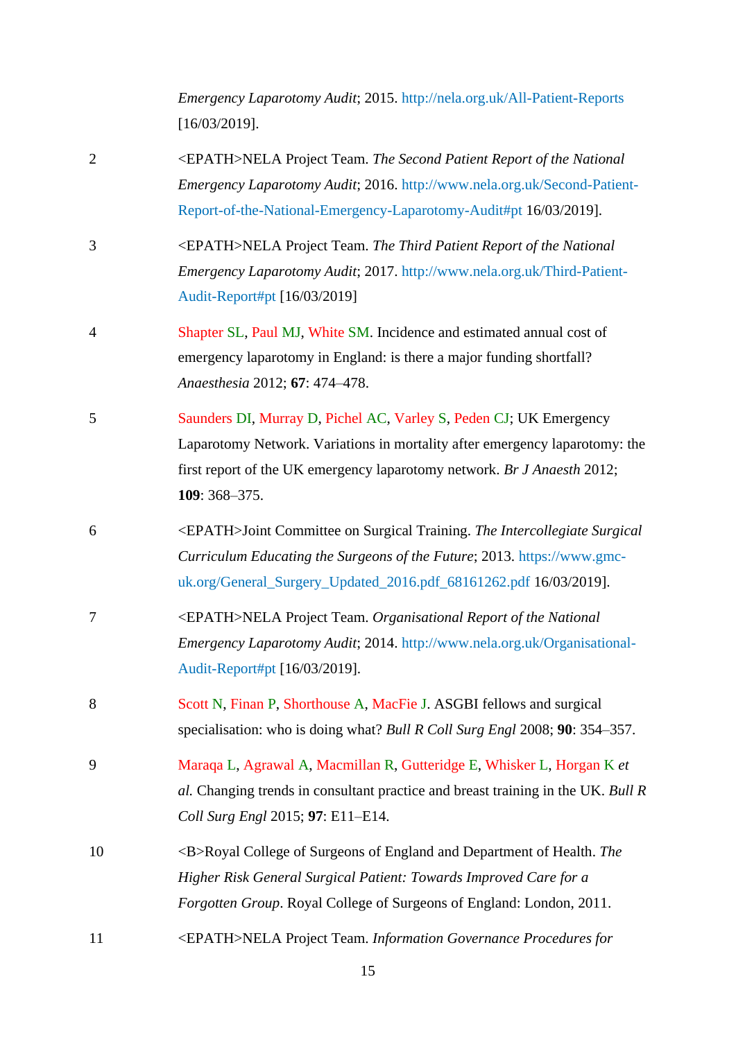*Emergency Laparotomy Audit*; 2015. http://nela.org.uk/All-Patient-Reports [16/03/2019].

2 <EPATH>NELA Project Team. *The Second Patient Report of the National Emergency Laparotomy Audit*; 2016. http://www.nela.org.uk/Second-Patient-Report-of-the-National-Emergency-Laparotomy-Audit#pt 16/03/2019].

3 <EPATH>NELA Project Team. *The Third Patient Report of the National Emergency Laparotomy Audit*; 2017. http://www.nela.org.uk/Third-Patient-Audit-Report#pt [16/03/2019]

4 Shapter SL, Paul MJ, White SM. Incidence and estimated annual cost of emergency laparotomy in England: is there a major funding shortfall? *Anaesthesia* 2012; **67**: 474–478.

5 Saunders DI, Murray D, Pichel AC, Varley S, Peden CJ; UK Emergency Laparotomy Network. Variations in mortality after emergency laparotomy: the first report of the UK emergency laparotomy network. *Br J Anaesth* 2012; **109**: 368–375.

6 <EPATH>Joint Committee on Surgical Training. *The Intercollegiate Surgical Curriculum Educating the Surgeons of the Future*; 2013. https://www.gmc-uk.org/General_Surgery_Updated_2016.pdf_68161262.pdf 16/03/2019].

7 <EPATH>NELA Project Team. *Organisational Report of the National Emergency Laparotomy Audit*; 2014. http://www.nela.org.uk/Organisational-Audit-Report#pt [16/03/2019].

8 Scott N, Finan P, Shorthouse A, MacFie J. ASGBI fellows and surgical specialisation: who is doing what? *Bull R Coll Surg Engl* 2008; **90**: 354–357.

9 Maraqa L, Agrawal A, Macmillan R, Gutteridge E, Whisker L, Horgan K *et al.* Changing trends in consultant practice and breast training in the UK. *Bull R Coll Surg Engl* 2015; **97**: E11–E14.

10 <B>Royal College of Surgeons of England and Department of Health. *The Higher Risk General Surgical Patient: Towards Improved Care for a Forgotten Group*. Royal College of Surgeons of England: London, 2011.

11 <EPATH>NELA Project Team. *Information Governance Procedures for*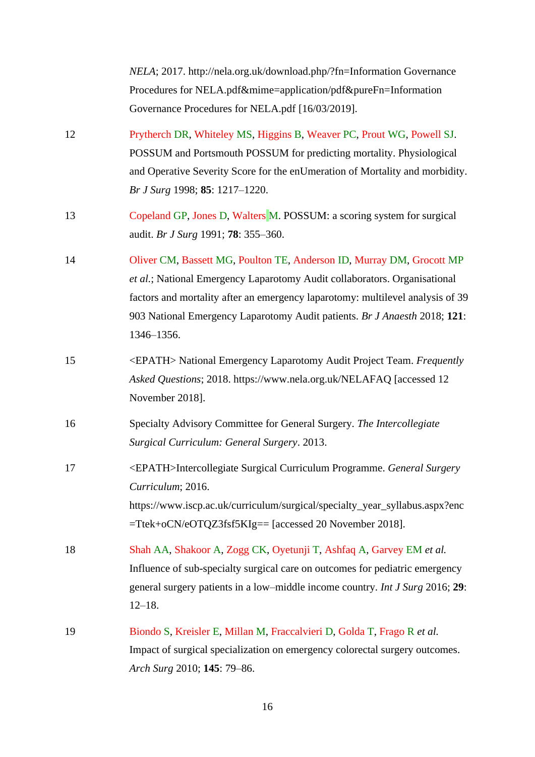*NELA*; 2017. http://nela.org.uk/download.php/?fn=Information Governance Procedures for NELA.pdf&mime=application/pdf&pureFn=Information Governance Procedures for NELA.pdf [16/03/2019].

12 Prytherch DR, Whiteley MS, Higgins B, Weaver PC, Prout WG, Powell SJ. POSSUM and Portsmouth POSSUM for predicting mortality. Physiological and Operative Severity Score for the enUmeration of Mortality and morbidity. *Br J Surg* 1998; **85**: 1217–1220.

13 Copeland GP, Jones D, Walters M. POSSUM: a scoring system for surgical audit. *Br J Surg* 1991; **78**: 355–360.

14 Oliver CM, Bassett MG, Poulton TE, Anderson ID, Murray DM, Grocott MP *et al.*; National Emergency Laparotomy Audit collaborators. Organisational factors and mortality after an emergency laparotomy: multilevel analysis of 39 903 National Emergency Laparotomy Audit patients. *Br J Anaesth* 2018; **121**: 1346–1356.

15 <EPATH> National Emergency Laparotomy Audit Project Team. *Frequently Asked Questions*; 2018. https://www.nela.org.uk/NELAFAQ [accessed 12 November 2018].

16 Specialty Advisory Committee for General Surgery. *The Intercollegiate Surgical Curriculum: General Surgery*. 2013.

17 <EPATH>Intercollegiate Surgical Curriculum Programme. *General Surgery Curriculum*; 2016. https://www.iscp.ac.uk/curriculum/surgical/specialty_year_syllabus.aspx?enc=Ttek+oCN/eOTQZ3fsf5KIg== [accessed 20 November 2018].

18 Shah AA, Shakoor A, Zogg CK, Oyetunji T, Ashfaq A, Garvey EM *et al.* Influence of sub-specialty surgical care on outcomes for pediatric emergency general surgery patients in a low–middle income country. *Int J Surg* 2016; **29**: 12–18.

19 Biondo S, Kreisler E, Millan M, Fraccalvieri D, Golda T, Frago R *et al.* Impact of surgical specialization on emergency colorectal surgery outcomes. *Arch Surg* 2010; **145**: 79–86.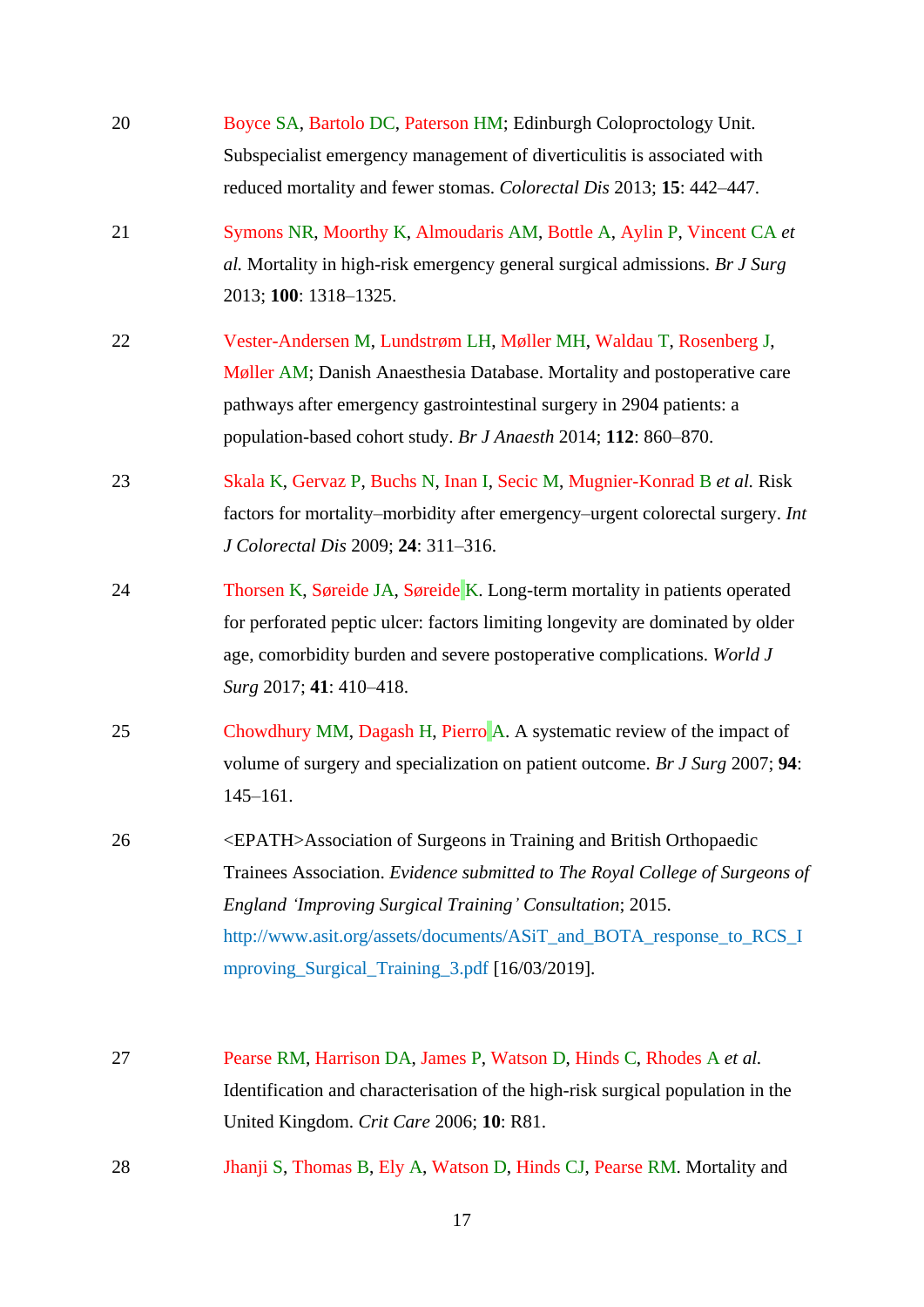20 Boyce SA, Bartolo DC, Paterson HM; Edinburgh Coloproctology Unit. Subspecialist emergency management of diverticulitis is associated with reduced mortality and fewer stomas. *Colorectal Dis* 2013; **15**: 442–447.

21 Symons NR, Moorthy K, Almoudaris AM, Bottle A, Aylin P, Vincent CA *et al.* Mortality in high-risk emergency general surgical admissions. *Br J Surg* 2013; **100**: 1318–1325.

22 Vester-Andersen M, Lundstrøm LH, Møller MH, Waldau T, Rosenberg J, Møller AM; Danish Anaesthesia Database. Mortality and postoperative care pathways after emergency gastrointestinal surgery in 2904 patients: a population-based cohort study. *Br J Anaesth* 2014; **112**: 860–870.

23 Skala K, Gervaz P, Buchs N, Inan I, Secic M, Mugnier-Konrad B *et al.* Risk factors for mortality–morbidity after emergency–urgent colorectal surgery. *Int J Colorectal Dis* 2009; **24**: 311–316.

24 Thorsen K, Søreide JA, Søreide K. Long-term mortality in patients operated for perforated peptic ulcer: factors limiting longevity are dominated by older age, comorbidity burden and severe postoperative complications. *World J Surg* 2017; **41**: 410–418.

25 Chowdhury MM, Dagash H, Pierro A. A systematic review of the impact of volume of surgery and specialization on patient outcome. *Br J Surg* 2007; **94**: 145–161.

26 <EPATH>Association of Surgeons in Training and British Orthopaedic Trainees Association. *Evidence submitted to The Royal College of Surgeons of England 'Improving Surgical Training' Consultation*; 2015. http://www.asit.org/assets/documents/ASiT_and_BOTA_response_to_RCS_Improving_Surgical_Training_3.pdf [16/03/2019].

27 Pearse RM, Harrison DA, James P, Watson D, Hinds C, Rhodes A *et al.* Identification and characterisation of the high-risk surgical population in the United Kingdom. *Crit Care* 2006; **10**: R81.

28 Jhanji S, Thomas B, Ely A, Watson D, Hinds CJ, Pearse RM. Mortality and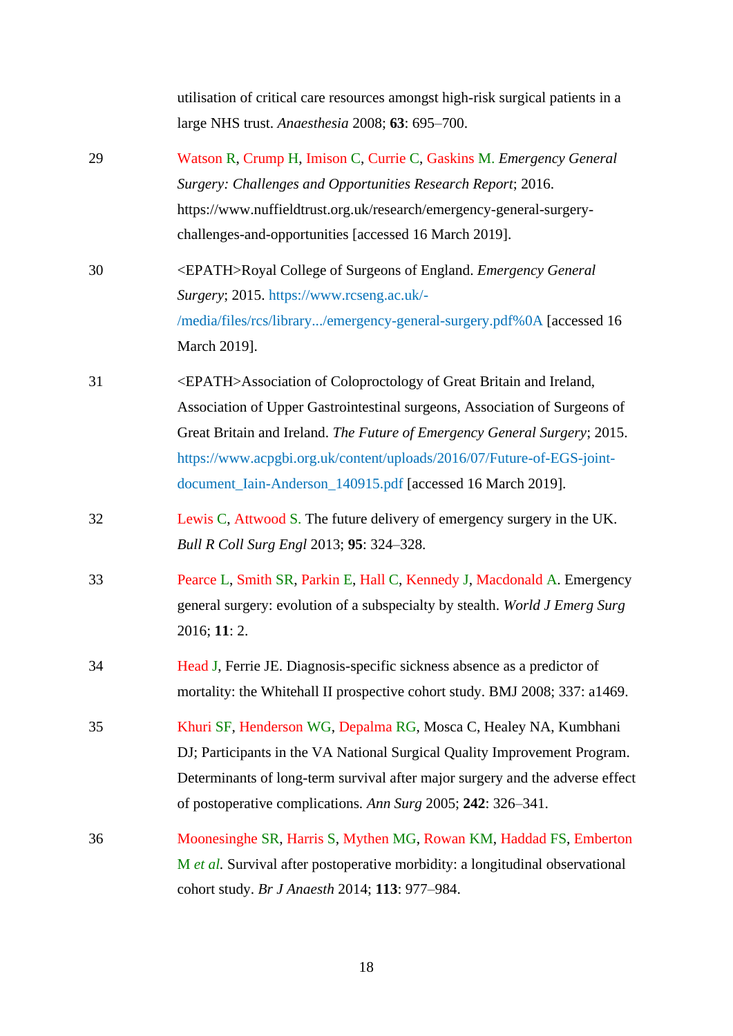utilisation of critical care resources amongst high-risk surgical patients in a large NHS trust. *Anaesthesia* 2008; **63**: 695–700.

29 Watson R, Crump H, Imison C, Currie C, Gaskins M. *Emergency General Surgery: Challenges and Opportunities Research Report*; 2016. https://www.nuffieldtrust.org.uk/research/emergency-general-surgery-challenges-and-opportunities [accessed 16 March 2019].

30 <EPATH>Royal College of Surgeons of England. *Emergency General Surgery*; 2015. https://www.rcseng.ac.uk/-/media/files/rcs/library.../emergency-general-surgery.pdf%0A [accessed 16 March 2019].

31 <EPATH>Association of Coloproctology of Great Britain and Ireland, Association of Upper Gastrointestinal surgeons, Association of Surgeons of Great Britain and Ireland. *The Future of Emergency General Surgery*; 2015. https://www.acpgbi.org.uk/content/uploads/2016/07/Future-of-EGS-joint-document_Iain-Anderson_140915.pdf [accessed 16 March 2019].

32 Lewis C, Attwood S. The future delivery of emergency surgery in the UK. *Bull R Coll Surg Engl* 2013; **95**: 324–328.

33 Pearce L, Smith SR, Parkin E, Hall C, Kennedy J, Macdonald A. Emergency general surgery: evolution of a subspecialty by stealth. *World J Emerg Surg* 2016; **11**: 2.

34 Head J, Ferrie JE. Diagnosis-specific sickness absence as a predictor of mortality: the Whitehall II prospective cohort study. BMJ 2008; 337: a1469.

35 Khuri SF, Henderson WG, Depalma RG, Mosca C, Healey NA, Kumbhani DJ; Participants in the VA National Surgical Quality Improvement Program. Determinants of long-term survival after major surgery and the adverse effect of postoperative complications. *Ann Surg* 2005; **242**: 326–341.

36 Moonesinghe SR, Harris S, Mythen MG, Rowan KM, Haddad FS, Emberton M *et al*. Survival after postoperative morbidity: a longitudinal observational cohort study. *Br J Anaesth* 2014; **113**: 977–984.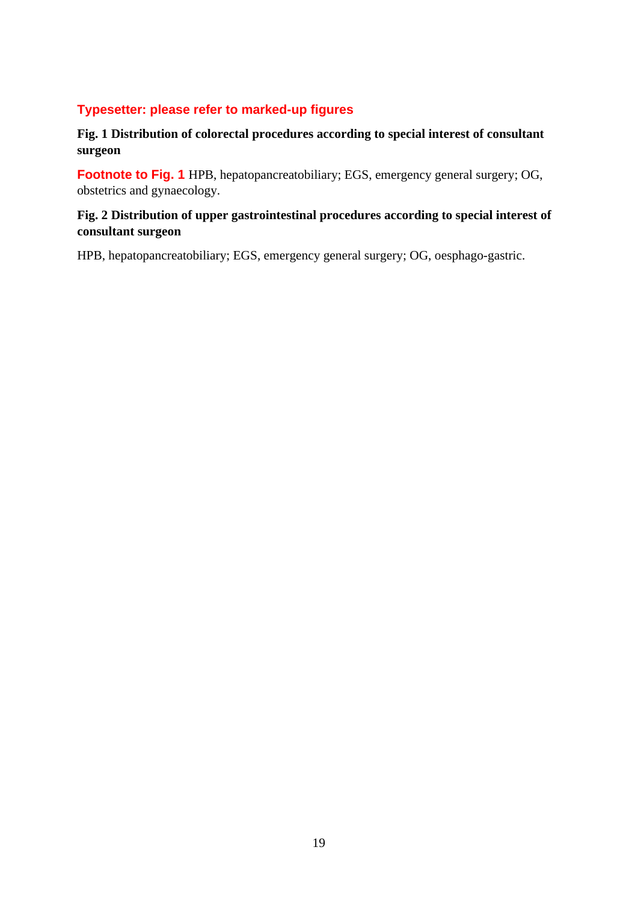**Typesetter: please refer to marked-up figures**

**Fig. 1 Distribution of colorectal procedures according to special interest of consultant surgeon**

**Footnote to Fig. 1** HPB, hepatopancreatobiliary; EGS, emergency general surgery; OG, obstetrics and gynaecology.

**Fig. 2 Distribution of upper gastrointestinal procedures according to special interest of consultant surgeon**

HPB, hepatopancreatobiliary; EGS, emergency general surgery; OG, oesphago-gastric.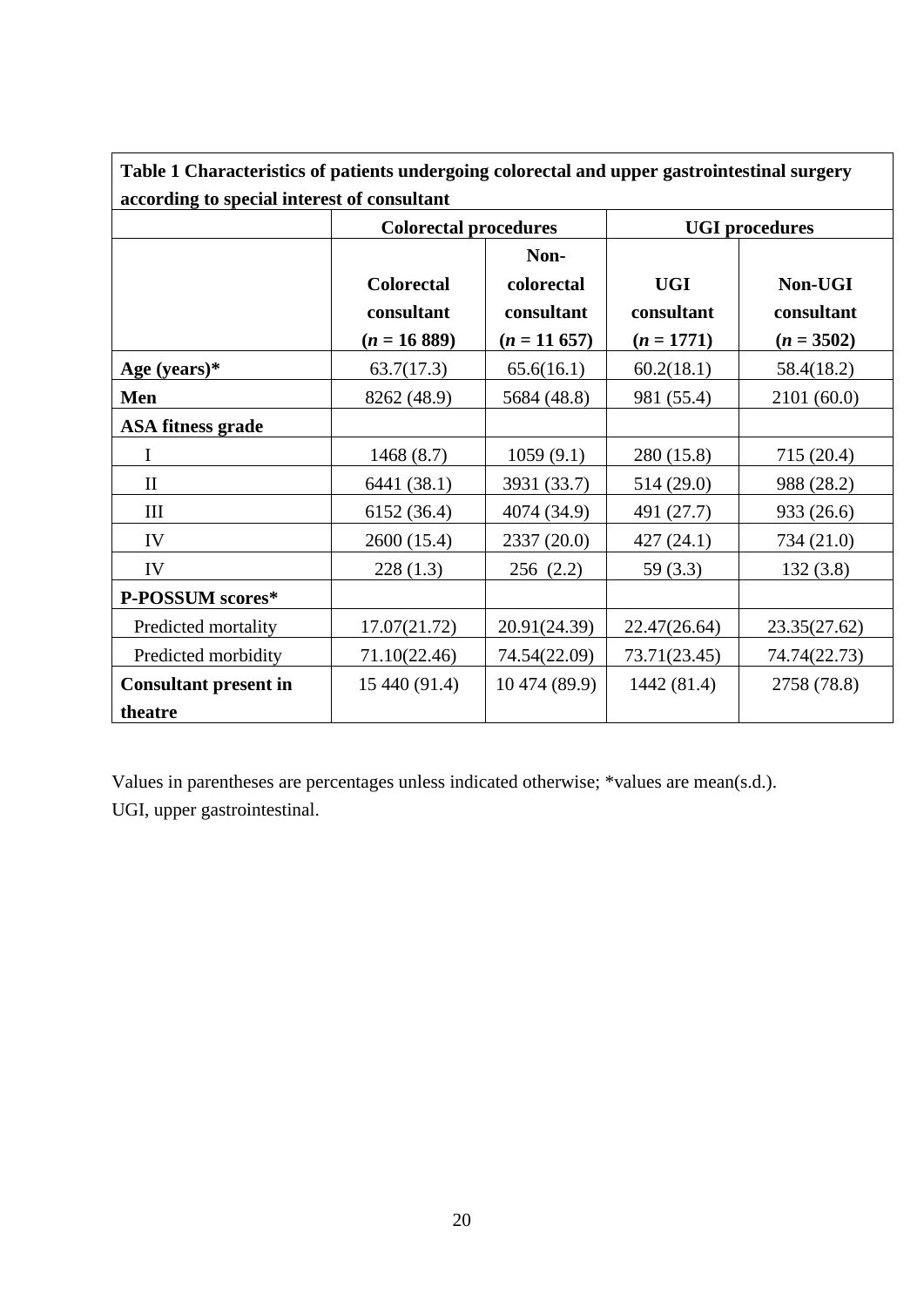**Table 1 Characteristics of patients undergoing colorectal and upper gastrointestinal surgery according to special interest of consultant**

| | Colorectal procedures | | UGI procedures | |
|---|---|---|---|---|
| | **Colorectal consultant (*n* = 16 889)** | **Non-colorectal consultant (*n* = 11 657)** | **UGI consultant (*n* = 1771)** | **Non-UGI consultant (*n* = 3502)** |
| **Age (years)*** | 63.7(17.3) | 65.6(16.1) | 60.2(18.1) | 58.4(18.2) |
| **Men** | 8262 (48.9) | 5684 (48.8) | 981 (55.4) | 2101 (60.0) |
| **ASA fitness grade** | | | | |
| I | 1468 (8.7) | 1059 (9.1) | 280 (15.8) | 715 (20.4) |
| II | 6441 (38.1) | 3931 (33.7) | 514 (29.0) | 988 (28.2) |
| III | 6152 (36.4) | 4074 (34.9) | 491 (27.7) | 933 (26.6) |
| IV | 2600 (15.4) | 2337 (20.0) | 427 (24.1) | 734 (21.0) |
| IV | 228 (1.3) | 256 (2.2) | 59 (3.3) | 132 (3.8) |
| **P-POSSUM scores*** | | | | |
| Predicted mortality | 17.07(21.72) | 20.91(24.39) | 22.47(26.64) | 23.35(27.62) |
| Predicted morbidity | 71.10(22.46) | 74.54(22.09) | 73.71(23.45) | 74.74(22.73) |
| **Consultant present in theatre** | 15 440 (91.4) | 10 474 (89.9) | 1442 (81.4) | 2758 (78.8) |

Values in parentheses are percentages unless indicated otherwise; *values are mean(s.d.).
UGI, upper gastrointestinal.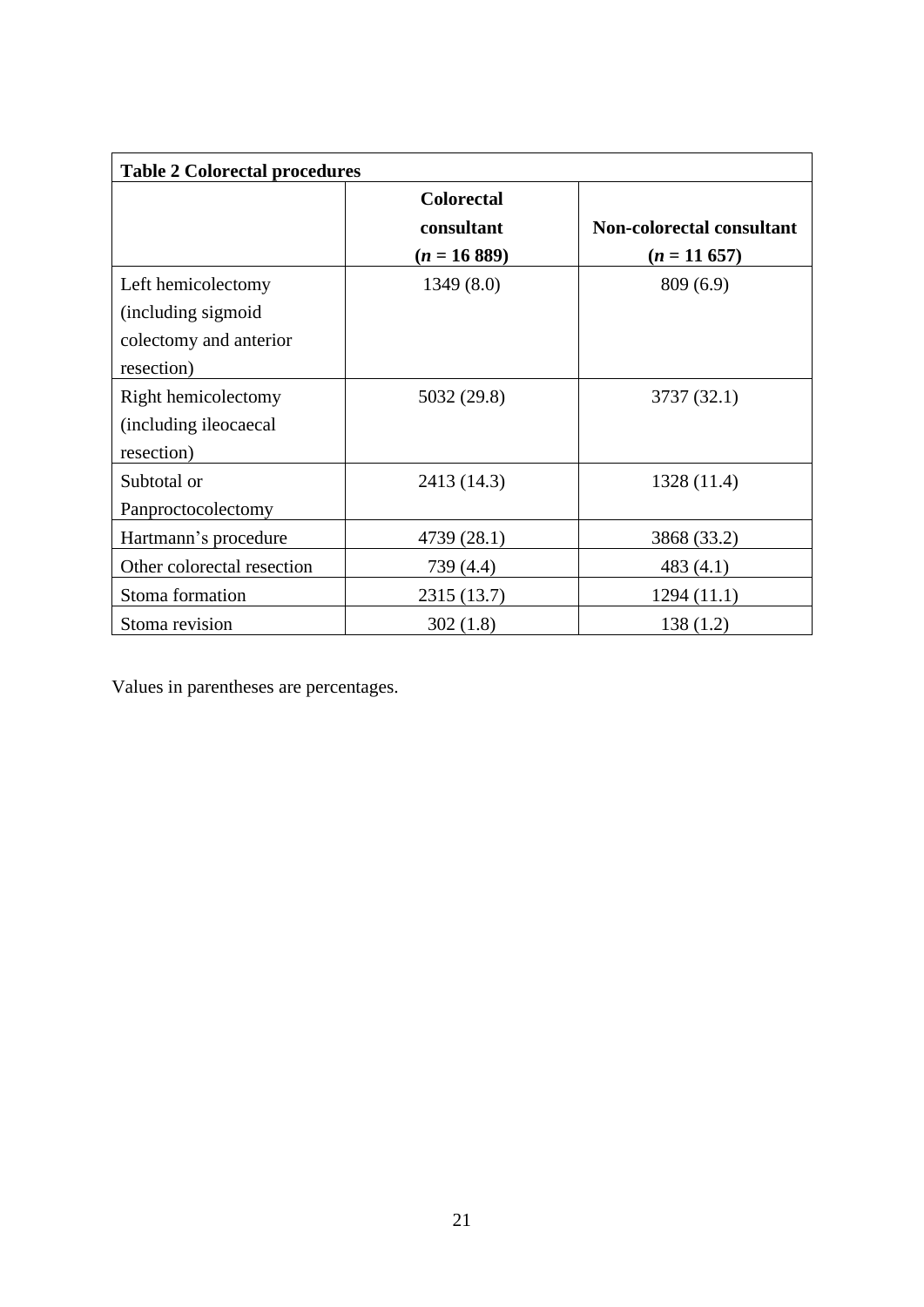**Table 2 Colorectal procedures**

| | Colorectal consultant ($n$ = 16 889) | Non-colorectal consultant ($n$ = 11 657) |
|---|---|---|
| Left hemicolectomy (including sigmoid colectomy and anterior resection) | 1349 (8.0) | 809 (6.9) |
| Right hemicolectomy (including ileocaecal resection) | 5032 (29.8) | 3737 (32.1) |
| Subtotal or Panproctocolectomy | 2413 (14.3) | 1328 (11.4) |
| Hartmann's procedure | 4739 (28.1) | 3868 (33.2) |
| Other colorectal resection | 739 (4.4) | 483 (4.1) |
| Stoma formation | 2315 (13.7) | 1294 (11.1) |
| Stoma revision | 302 (1.8) | 138 (1.2) |

Values in parentheses are percentages.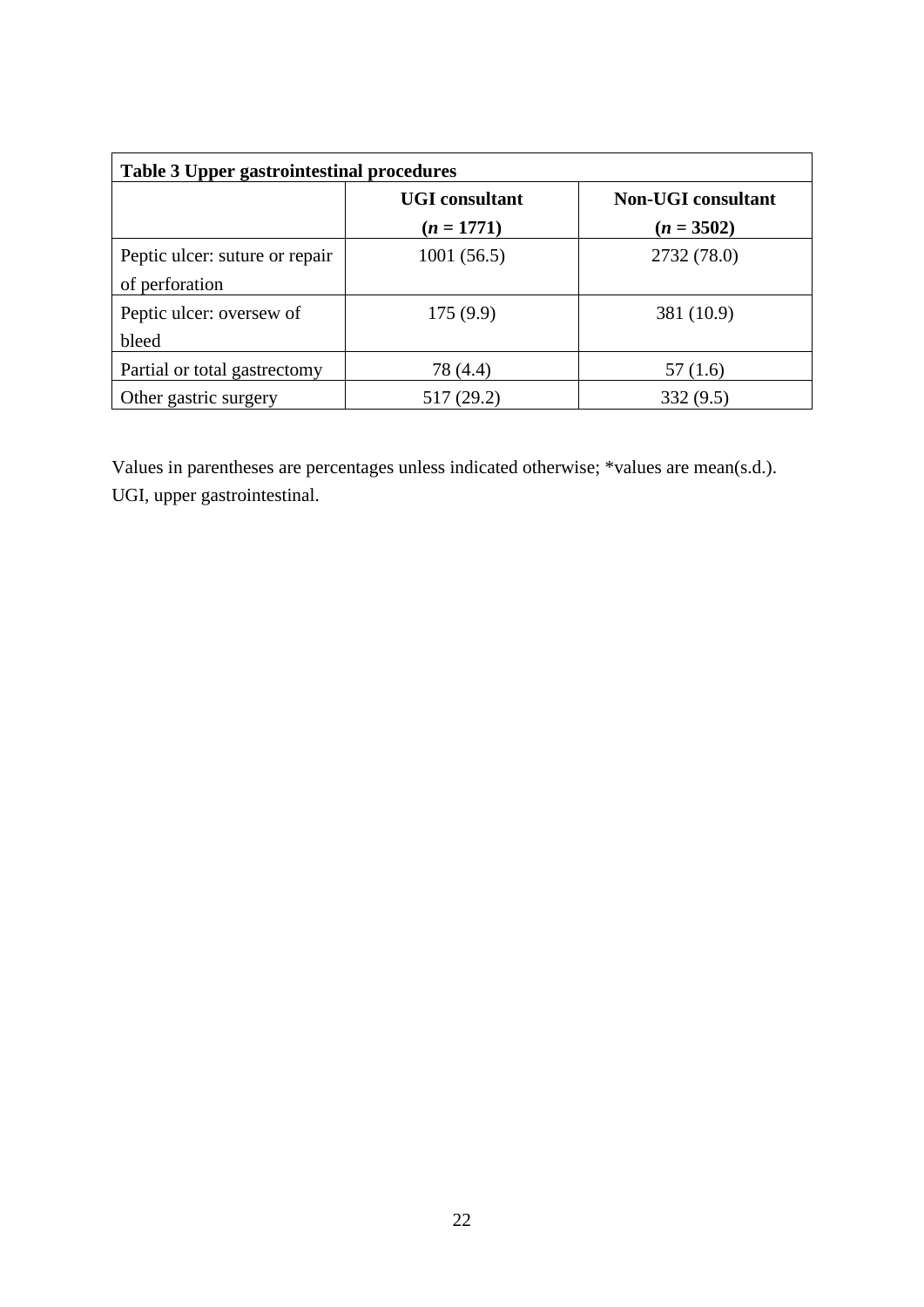**Table 3 Upper gastrointestinal procedures**

| | **UGI consultant ($n$ = 1771)** | **Non-UGI consultant ($n$ = 3502)** |
|---|---|---|
| Peptic ulcer: suture or repair of perforation | 1001 (56.5) | 2732 (78.0) |
| Peptic ulcer: oversew of bleed | 175 (9.9) | 381 (10.9) |
| Partial or total gastrectomy | 78 (4.4) | 57 (1.6) |
| Other gastric surgery | 517 (29.2) | 332 (9.5) |

Values in parentheses are percentages unless indicated otherwise; *values are mean(s.d.). UGI, upper gastrointestinal.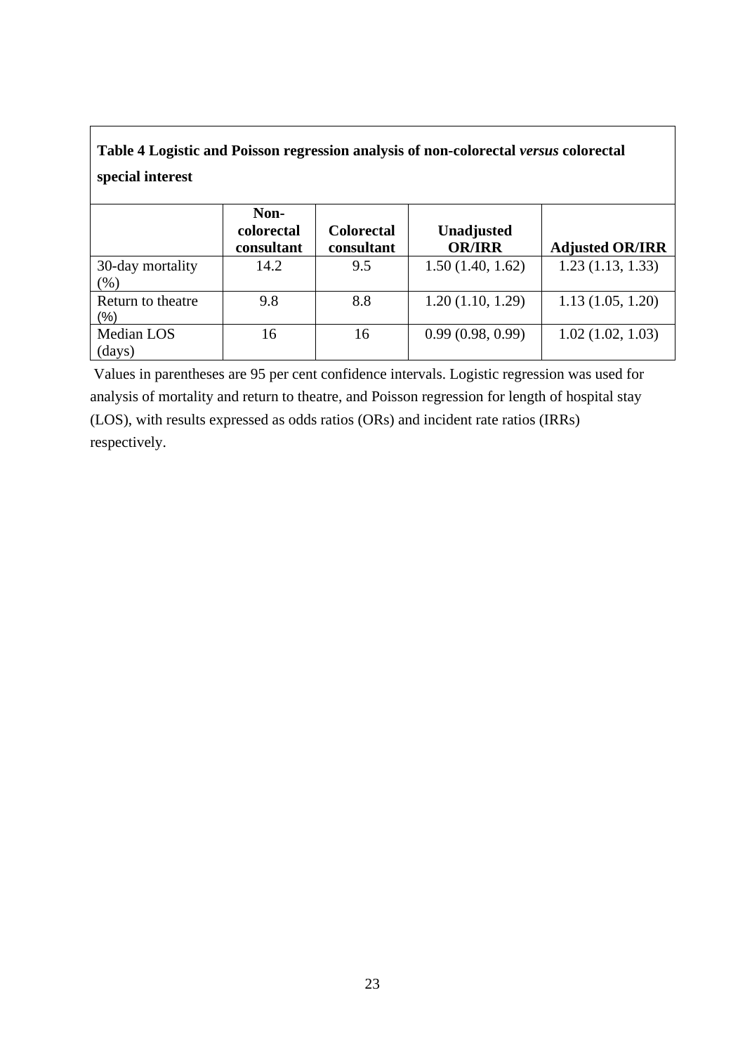**Table 4 Logistic and Poisson regression analysis of non-colorectal *versus* colorectal special interest**

| | Non-colorectal consultant | Colorectal consultant | Unadjusted OR/IRR | Adjusted OR/IRR |
|---|---|---|---|---|
| 30-day mortality (%) | 14.2 | 9.5 | 1.50 (1.40, 1.62) | 1.23 (1.13, 1.33) |
| Return to theatre (%) | 9.8 | 8.8 | 1.20 (1.10, 1.29) | 1.13 (1.05, 1.20) |
| Median LOS (days) | 16 | 16 | 0.99 (0.98, 0.99) | 1.02 (1.02, 1.03) |

Values in parentheses are 95 per cent confidence intervals. Logistic regression was used for analysis of mortality and return to theatre, and Poisson regression for length of hospital stay (LOS), with results expressed as odds ratios (ORs) and incident rate ratios (IRRs) respectively.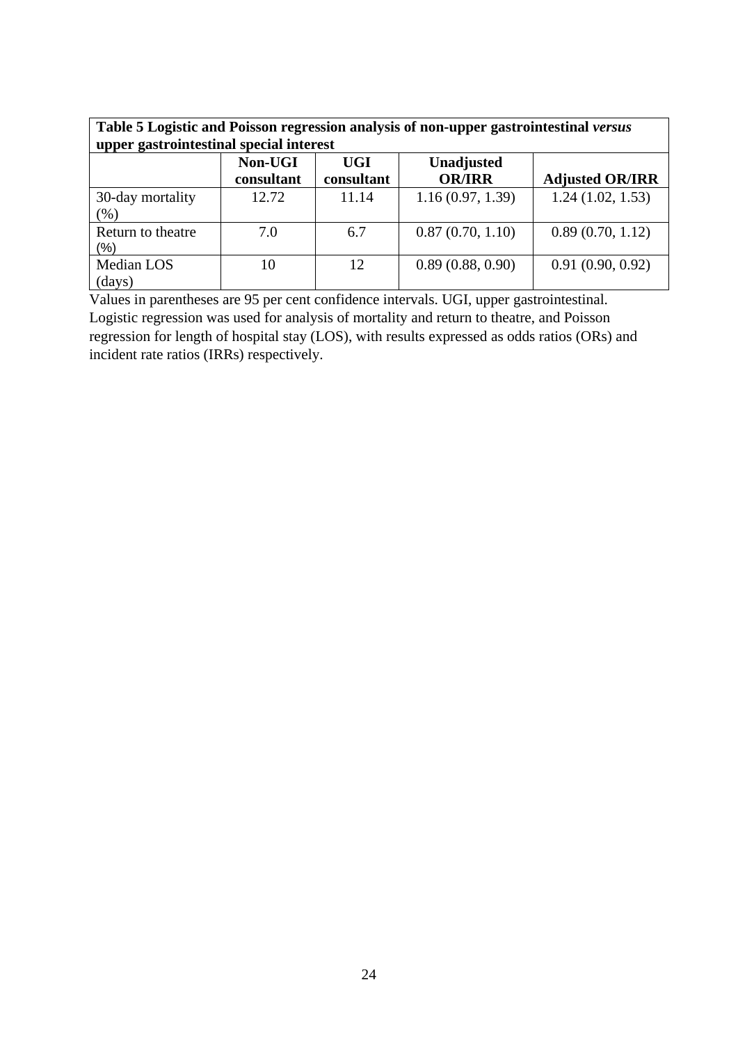**Table 5 Logistic and Poisson regression analysis of non-upper gastrointestinal *versus* upper gastrointestinal special interest**

| | Non-UGI consultant | UGI consultant | Unadjusted OR/IRR | Adjusted OR/IRR |
|---|---|---|---|---|
| 30-day mortality (%) | 12.72 | 11.14 | 1.16 (0.97, 1.39) | 1.24 (1.02, 1.53) |
| Return to theatre (%) | 7.0 | 6.7 | 0.87 (0.70, 1.10) | 0.89 (0.70, 1.12) |
| Median LOS (days) | 10 | 12 | 0.89 (0.88, 0.90) | 0.91 (0.90, 0.92) |

Values in parentheses are 95 per cent confidence intervals. UGI, upper gastrointestinal. Logistic regression was used for analysis of mortality and return to theatre, and Poisson regression for length of hospital stay (LOS), with results expressed as odds ratios (ORs) and incident rate ratios (IRRs) respectively.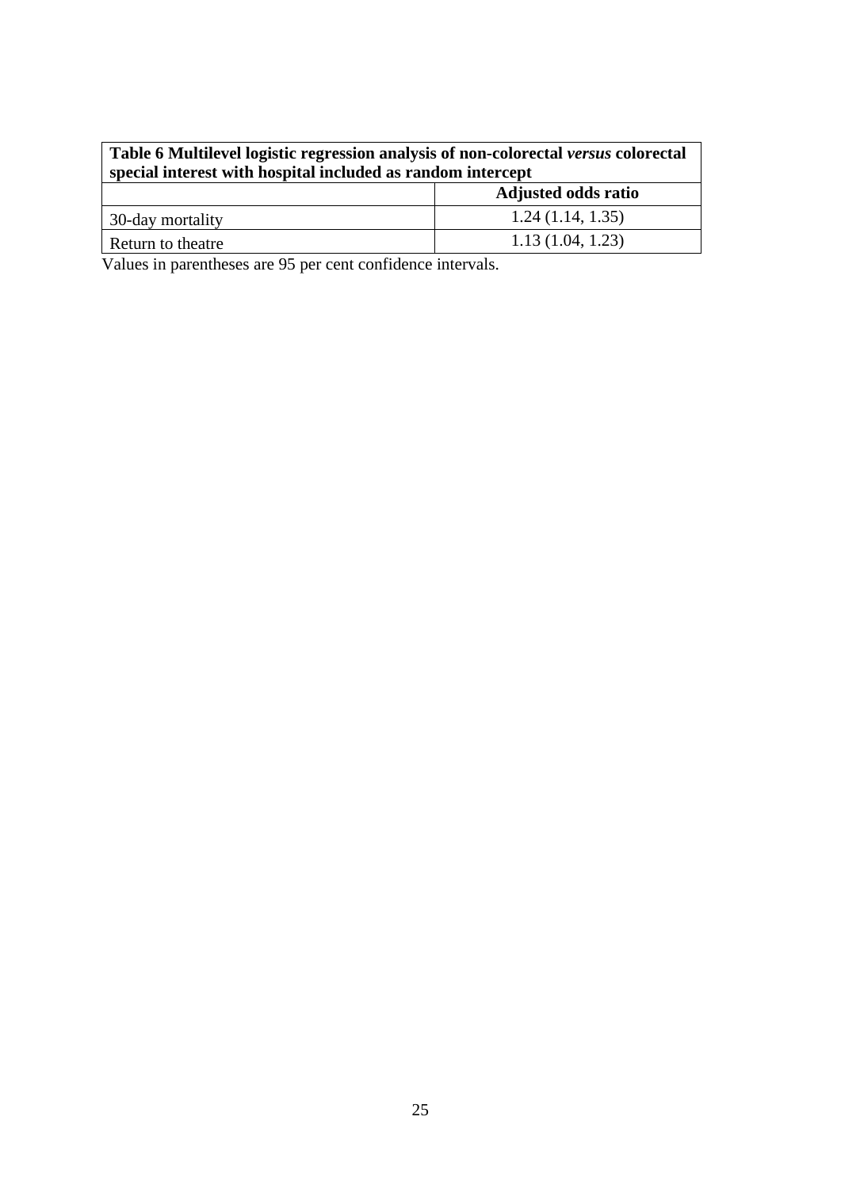**Table 6 Multilevel logistic regression analysis of non-colorectal *versus* colorectal special interest with hospital included as random intercept**

| | Adjusted odds ratio |
|---|---|
| 30-day mortality | 1.24 (1.14, 1.35) |
| Return to theatre | 1.13 (1.04, 1.23) |

Values in parentheses are 95 per cent confidence intervals.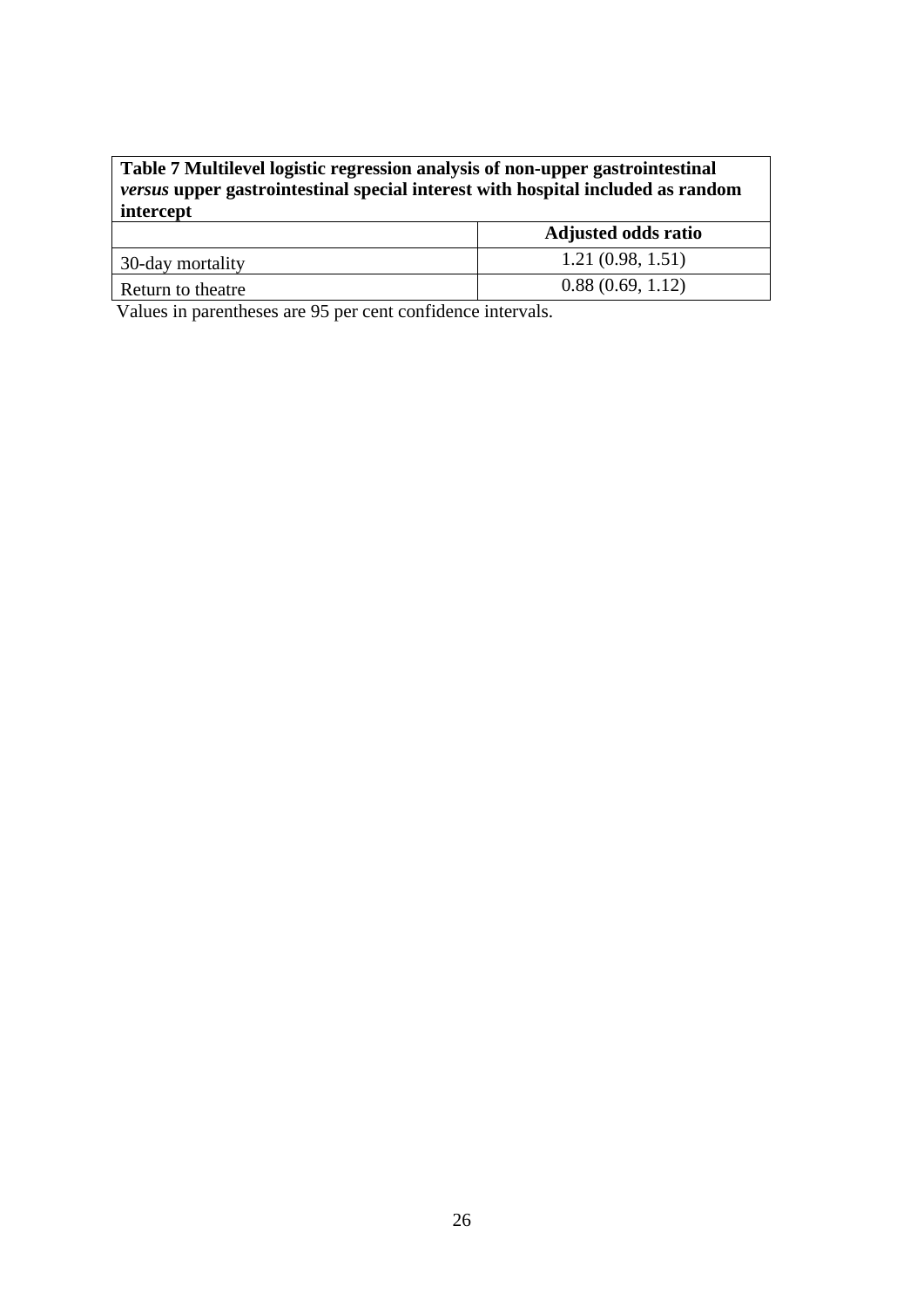**Table 7 Multilevel logistic regression analysis of non-upper gastrointestinal *versus* upper gastrointestinal special interest with hospital included as random intercept**

| | Adjusted odds ratio |
|---|---|
| 30-day mortality | 1.21 (0.98, 1.51) |
| Return to theatre | 0.88 (0.69, 1.12) |

Values in parentheses are 95 per cent confidence intervals.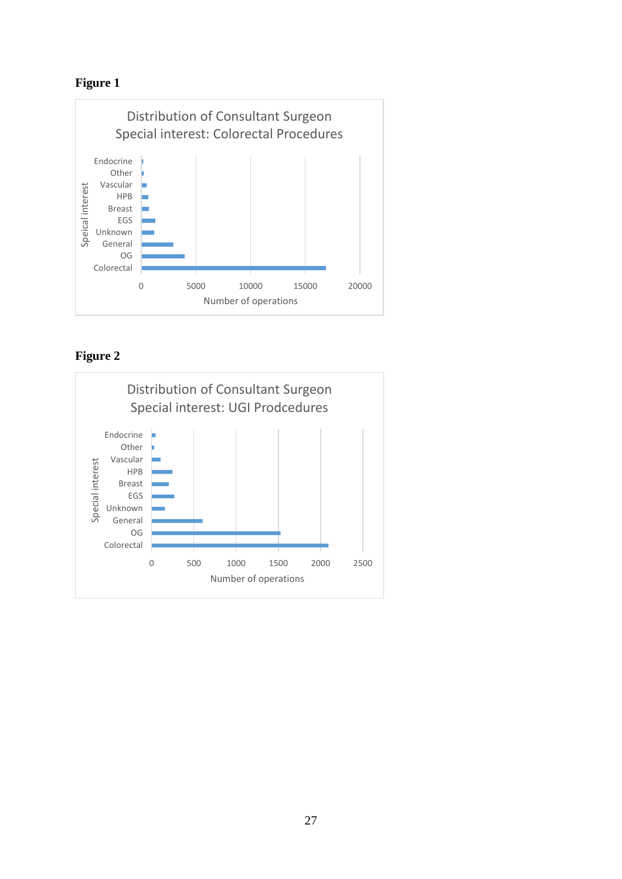**Figure 1**

Distribution of Consultant Surgeon
Special interest: Colorectal Procedures

Speical interest

Endocrine
Other
Vascular
HPB
Breast
EGS
Unknown
General
OG
Colorectal

0
5000
10000
15000
20000

Number of operations

**Figure 2**

Distribution of Consultant Surgeon
Special interest: UGI Prodcedures

Special interest

Endocrine
Other
Vascular
HPB
Breast
EGS
Unknown
General
OG
Colorectal

0
500
1000
1500
2000
2500

Number of operations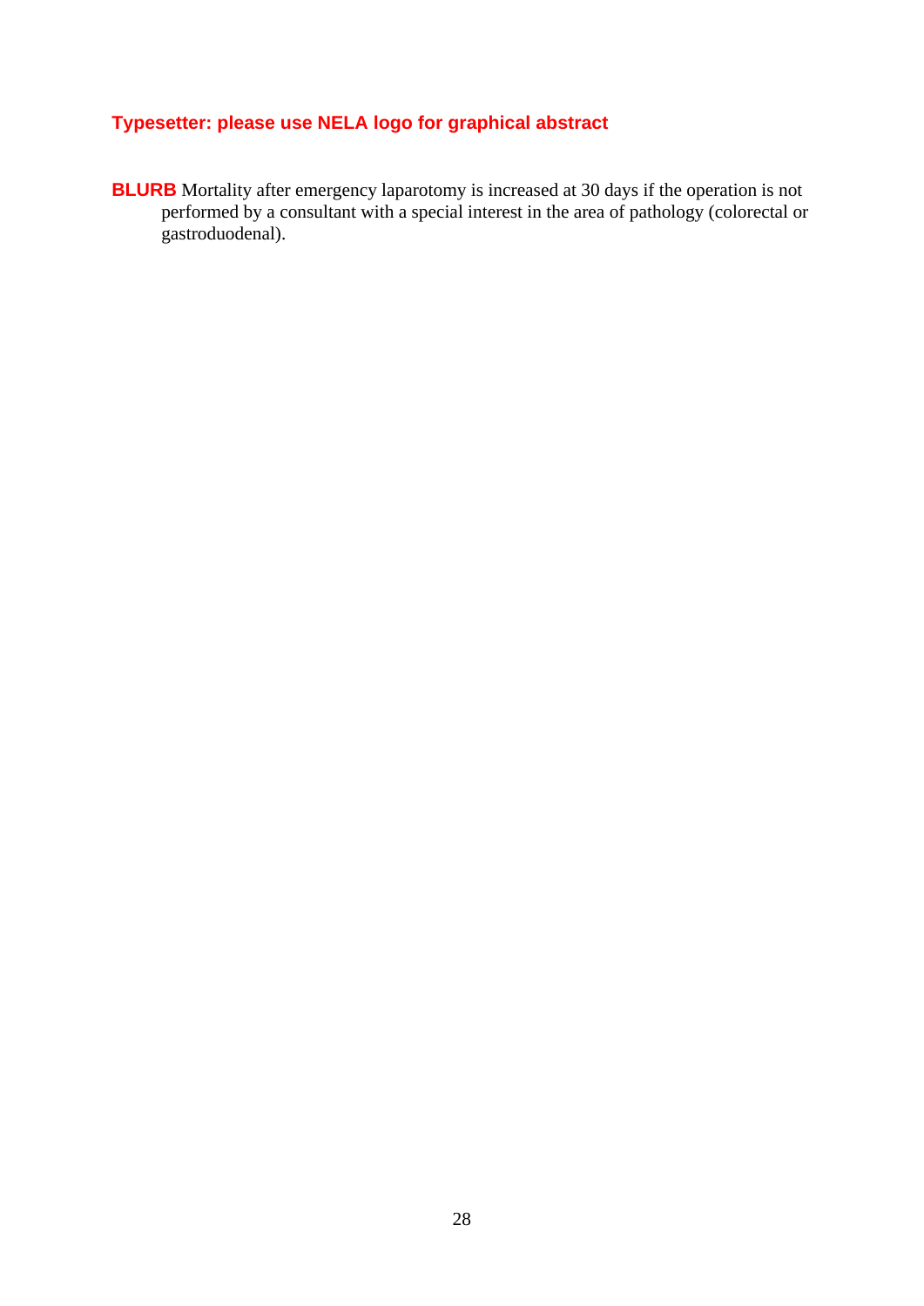**Typesetter: please use NELA logo for graphical abstract**

**BLURB** Mortality after emergency laparotomy is increased at 30 days if the operation is not performed by a consultant with a special interest in the area of pathology (colorectal or gastroduodenal).